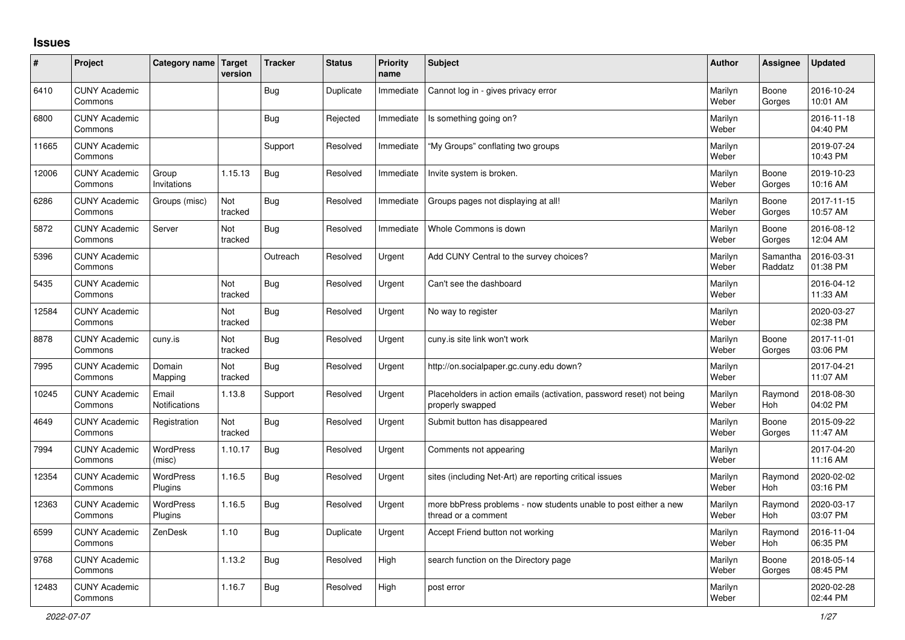# Issues

| # | Project | Category name | Target version | Tracker | Status | Priority name | Subject | Author | Assignee | Updated |
|---|---|---|---|---|---|---|---|---|---|---|
| 6410 | CUNY Academic Commons | | | Bug | Duplicate | Immediate | Cannot log in - gives privacy error | Marilyn Weber | Boone Gorges | 2016-10-24 10:01 AM |
| 6800 | CUNY Academic Commons | | | Bug | Rejected | Immediate | Is something going on? | Marilyn Weber | | 2016-11-18 04:40 PM |
| 11665 | CUNY Academic Commons | | | Support | Resolved | Immediate | "My Groups" conflating two groups | Marilyn Weber | | 2019-07-24 10:43 PM |
| 12006 | CUNY Academic Commons | Group Invitations | 1.15.13 | Bug | Resolved | Immediate | Invite system is broken. | Marilyn Weber | Boone Gorges | 2019-10-23 10:16 AM |
| 6286 | CUNY Academic Commons | Groups (misc) | Not tracked | Bug | Resolved | Immediate | Groups pages not displaying at all! | Marilyn Weber | Boone Gorges | 2017-11-15 10:57 AM |
| 5872 | CUNY Academic Commons | Server | Not tracked | Bug | Resolved | Immediate | Whole Commons is down | Marilyn Weber | Boone Gorges | 2016-08-12 12:04 AM |
| 5396 | CUNY Academic Commons | | | Outreach | Resolved | Urgent | Add CUNY Central to the survey choices? | Marilyn Weber | Samantha Raddatz | 2016-03-31 01:38 PM |
| 5435 | CUNY Academic Commons | | Not tracked | Bug | Resolved | Urgent | Can't see the dashboard | Marilyn Weber | | 2016-04-12 11:33 AM |
| 12584 | CUNY Academic Commons | | Not tracked | Bug | Resolved | Urgent | No way to register | Marilyn Weber | | 2020-03-27 02:38 PM |
| 8878 | CUNY Academic Commons | cuny.is | Not tracked | Bug | Resolved | Urgent | cuny.is site link won't work | Marilyn Weber | Boone Gorges | 2017-11-01 03:06 PM |
| 7995 | CUNY Academic Commons | Domain Mapping | Not tracked | Bug | Resolved | Urgent | http://on.socialpaper.gc.cuny.edu down? | Marilyn Weber | | 2017-04-21 11:07 AM |
| 10245 | CUNY Academic Commons | Email Notifications | 1.13.8 | Support | Resolved | Urgent | Placeholders in action emails (activation, password reset) not being properly swapped | Marilyn Weber | Raymond Hoh | 2018-08-30 04:02 PM |
| 4649 | CUNY Academic Commons | Registration | Not tracked | Bug | Resolved | Urgent | Submit button has disappeared | Marilyn Weber | Boone Gorges | 2015-09-22 11:47 AM |
| 7994 | CUNY Academic Commons | WordPress (misc) | 1.10.17 | Bug | Resolved | Urgent | Comments not appearing | Marilyn Weber | | 2017-04-20 11:16 AM |
| 12354 | CUNY Academic Commons | WordPress Plugins | 1.16.5 | Bug | Resolved | Urgent | sites (including Net-Art) are reporting critical issues | Marilyn Weber | Raymond Hoh | 2020-02-02 03:16 PM |
| 12363 | CUNY Academic Commons | WordPress Plugins | 1.16.5 | Bug | Resolved | Urgent | more bbPress problems - now students unable to post either a new thread or a comment | Marilyn Weber | Raymond Hoh | 2020-03-17 03:07 PM |
| 6599 | CUNY Academic Commons | ZenDesk | 1.10 | Bug | Duplicate | Urgent | Accept Friend button not working | Marilyn Weber | Raymond Hoh | 2016-11-04 06:35 PM |
| 9768 | CUNY Academic Commons | | 1.13.2 | Bug | Resolved | High | search function on the Directory page | Marilyn Weber | Boone Gorges | 2018-05-14 08:45 PM |
| 12483 | CUNY Academic Commons | | 1.16.7 | Bug | Resolved | High | post error | Marilyn Weber | | 2020-02-28 02:44 PM |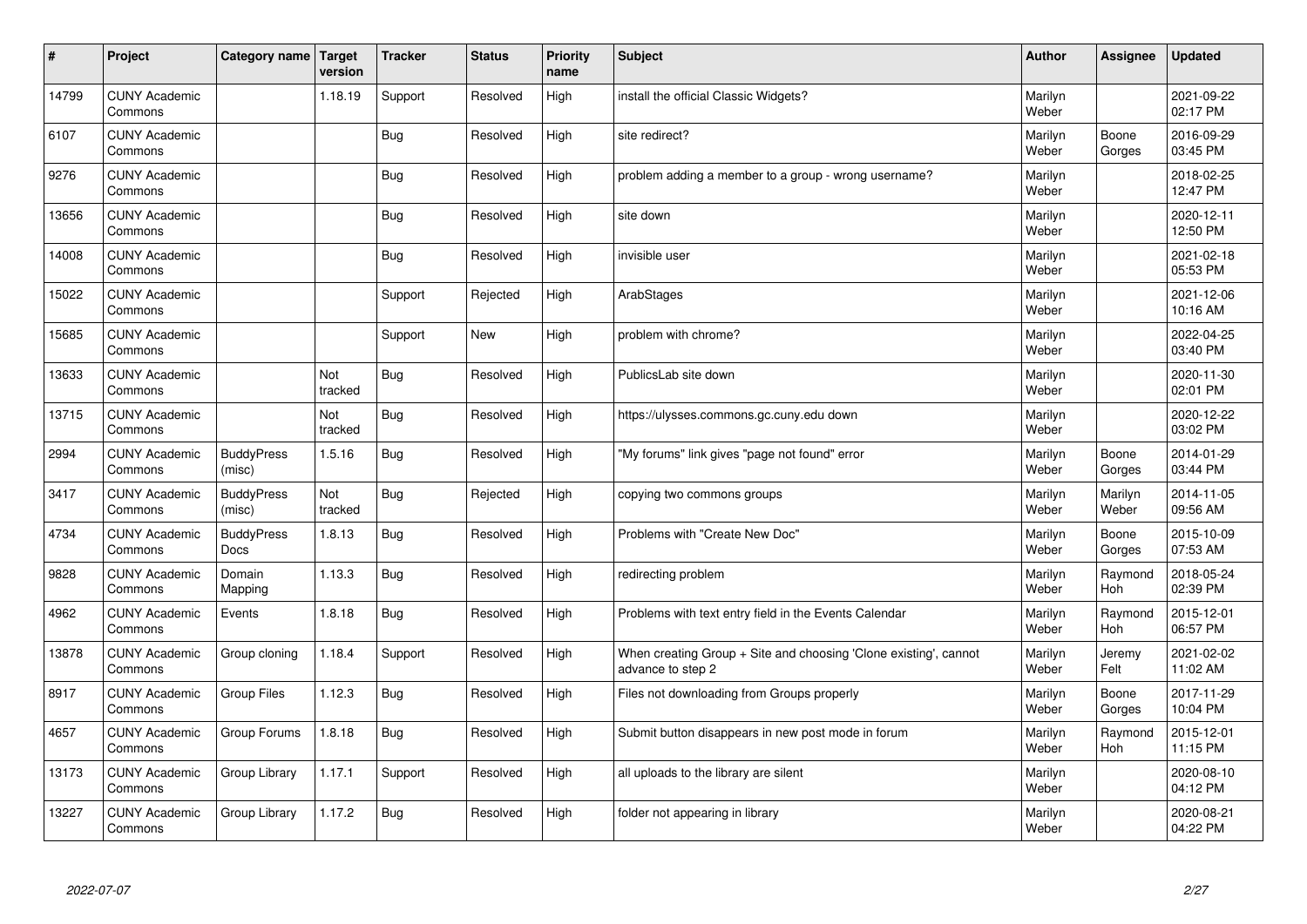| # | Project | Category name | Target version | Tracker | Status | Priority name | Subject | Author | Assignee | Updated |
|---|---|---|---|---|---|---|---|---|---|---|
| 14799 | CUNY Academic Commons | | 1.18.19 | Support | Resolved | High | install the official Classic Widgets? | Marilyn Weber | | 2021-09-22 02:17 PM |
| 6107 | CUNY Academic Commons | | | Bug | Resolved | High | site redirect? | Marilyn Weber | Boone Gorges | 2016-09-29 03:45 PM |
| 9276 | CUNY Academic Commons | | | Bug | Resolved | High | problem adding a member to a group - wrong username? | Marilyn Weber | | 2018-02-25 12:47 PM |
| 13656 | CUNY Academic Commons | | | Bug | Resolved | High | site down | Marilyn Weber | | 2020-12-11 12:50 PM |
| 14008 | CUNY Academic Commons | | | Bug | Resolved | High | invisible user | Marilyn Weber | | 2021-02-18 05:53 PM |
| 15022 | CUNY Academic Commons | | | Support | Rejected | High | ArabStages | Marilyn Weber | | 2021-12-06 10:16 AM |
| 15685 | CUNY Academic Commons | | | Support | New | High | problem with chrome? | Marilyn Weber | | 2022-04-25 03:40 PM |
| 13633 | CUNY Academic Commons | | Not tracked | Bug | Resolved | High | PublicsLab site down | Marilyn Weber | | 2020-11-30 02:01 PM |
| 13715 | CUNY Academic Commons | | Not tracked | Bug | Resolved | High | https://ulysses.commons.gc.cuny.edu down | Marilyn Weber | | 2020-12-22 03:02 PM |
| 2994 | CUNY Academic Commons | BuddyPress (misc) | 1.5.16 | Bug | Resolved | High | "My forums" link gives "page not found" error | Marilyn Weber | Boone Gorges | 2014-01-29 03:44 PM |
| 3417 | CUNY Academic Commons | BuddyPress (misc) | Not tracked | Bug | Rejected | High | copying two commons groups | Marilyn Weber | Marilyn Weber | 2014-11-05 09:56 AM |
| 4734 | CUNY Academic Commons | BuddyPress Docs | 1.8.13 | Bug | Resolved | High | Problems with "Create New Doc" | Marilyn Weber | Boone Gorges | 2015-10-09 07:53 AM |
| 9828 | CUNY Academic Commons | Domain Mapping | 1.13.3 | Bug | Resolved | High | redirecting problem | Marilyn Weber | Raymond Hoh | 2018-05-24 02:39 PM |
| 4962 | CUNY Academic Commons | Events | 1.8.18 | Bug | Resolved | High | Problems with text entry field in the Events Calendar | Marilyn Weber | Raymond Hoh | 2015-12-01 06:57 PM |
| 13878 | CUNY Academic Commons | Group cloning | 1.18.4 | Support | Resolved | High | When creating Group + Site and choosing 'Clone existing', cannot advance to step 2 | Marilyn Weber | Jeremy Felt | 2021-02-02 11:02 AM |
| 8917 | CUNY Academic Commons | Group Files | 1.12.3 | Bug | Resolved | High | Files not downloading from Groups properly | Marilyn Weber | Boone Gorges | 2017-11-29 10:04 PM |
| 4657 | CUNY Academic Commons | Group Forums | 1.8.18 | Bug | Resolved | High | Submit button disappears in new post mode in forum | Marilyn Weber | Raymond Hoh | 2015-12-01 11:15 PM |
| 13173 | CUNY Academic Commons | Group Library | 1.17.1 | Support | Resolved | High | all uploads to the library are silent | Marilyn Weber | | 2020-08-10 04:12 PM |
| 13227 | CUNY Academic Commons | Group Library | 1.17.2 | Bug | Resolved | High | folder not appearing in library | Marilyn Weber | | 2020-08-21 04:22 PM |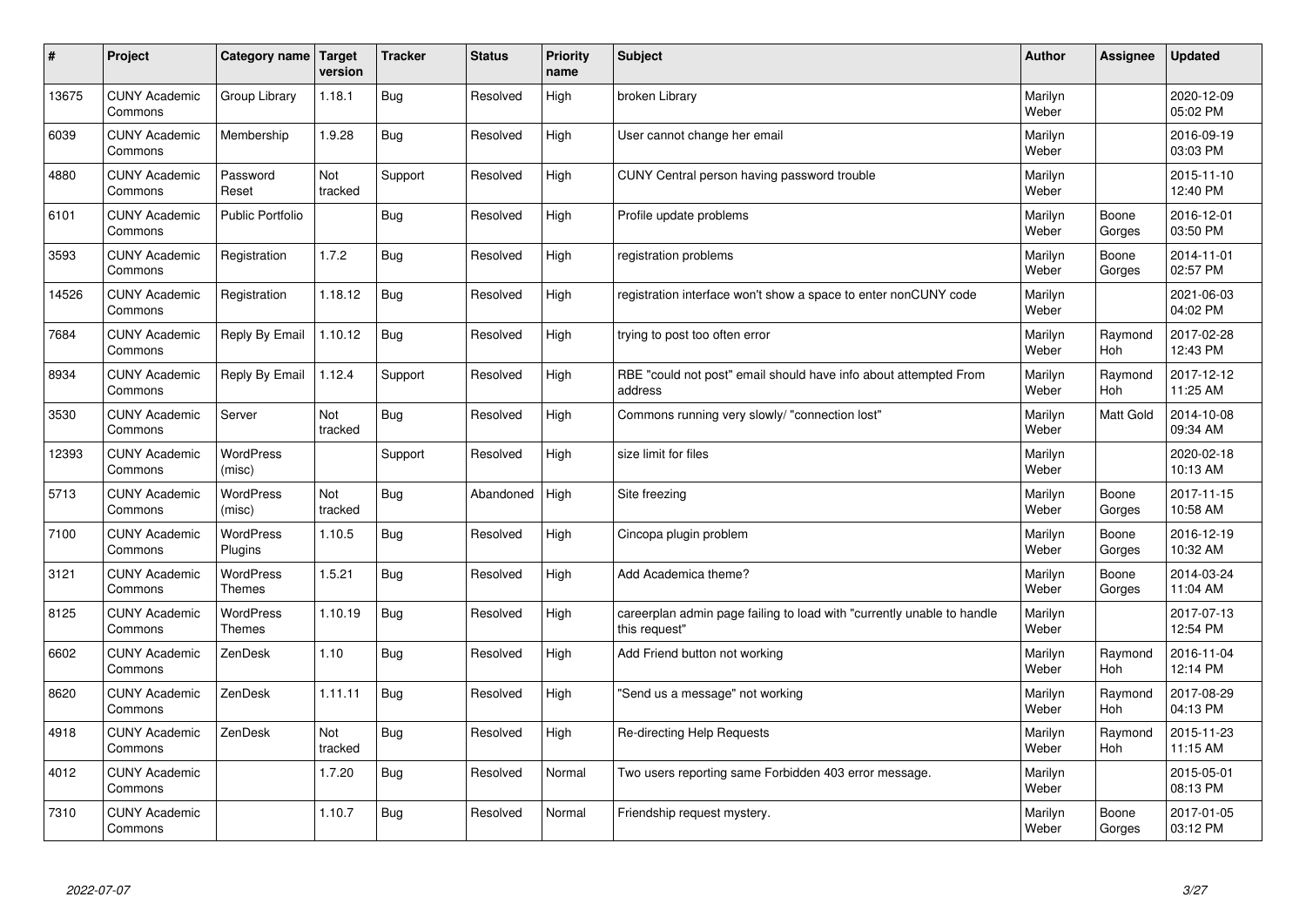| # | Project | Category name | Target version | Tracker | Status | Priority name | Subject | Author | Assignee | Updated |
|---|---|---|---|---|---|---|---|---|---|---|
| 13675 | CUNY Academic Commons | Group Library | 1.18.1 | Bug | Resolved | High | broken Library | Marilyn Weber | | 2020-12-09 05:02 PM |
| 6039 | CUNY Academic Commons | Membership | 1.9.28 | Bug | Resolved | High | User cannot change her email | Marilyn Weber | | 2016-09-19 03:03 PM |
| 4880 | CUNY Academic Commons | Password Reset | Not tracked | Support | Resolved | High | CUNY Central person having password trouble | Marilyn Weber | | 2015-11-10 12:40 PM |
| 6101 | CUNY Academic Commons | Public Portfolio | | Bug | Resolved | High | Profile update problems | Marilyn Weber | Boone Gorges | 2016-12-01 03:50 PM |
| 3593 | CUNY Academic Commons | Registration | 1.7.2 | Bug | Resolved | High | registration problems | Marilyn Weber | Boone Gorges | 2014-11-01 02:57 PM |
| 14526 | CUNY Academic Commons | Registration | 1.18.12 | Bug | Resolved | High | registration interface won't show a space to enter nonCUNY code | Marilyn Weber | | 2021-06-03 04:02 PM |
| 7684 | CUNY Academic Commons | Reply By Email | 1.10.12 | Bug | Resolved | High | trying to post too often error | Marilyn Weber | Raymond Hoh | 2017-02-28 12:43 PM |
| 8934 | CUNY Academic Commons | Reply By Email | 1.12.4 | Support | Resolved | High | RBE "could not post" email should have info about attempted From address | Marilyn Weber | Raymond Hoh | 2017-12-12 11:25 AM |
| 3530 | CUNY Academic Commons | Server | Not tracked | Bug | Resolved | High | Commons running very slowly/ "connection lost" | Marilyn Weber | Matt Gold | 2014-10-08 09:34 AM |
| 12393 | CUNY Academic Commons | WordPress (misc) | | Support | Resolved | High | size limit for files | Marilyn Weber | | 2020-02-18 10:13 AM |
| 5713 | CUNY Academic Commons | WordPress (misc) | Not tracked | Bug | Abandoned | High | Site freezing | Marilyn Weber | Boone Gorges | 2017-11-15 10:58 AM |
| 7100 | CUNY Academic Commons | WordPress Plugins | 1.10.5 | Bug | Resolved | High | Cincopa plugin problem | Marilyn Weber | Boone Gorges | 2016-12-19 10:32 AM |
| 3121 | CUNY Academic Commons | WordPress Themes | 1.5.21 | Bug | Resolved | High | Add Academica theme? | Marilyn Weber | Boone Gorges | 2014-03-24 11:04 AM |
| 8125 | CUNY Academic Commons | WordPress Themes | 1.10.19 | Bug | Resolved | High | careerplan admin page failing to load with "currently unable to handle this request" | Marilyn Weber | | 2017-07-13 12:54 PM |
| 6602 | CUNY Academic Commons | ZenDesk | 1.10 | Bug | Resolved | High | Add Friend button not working | Marilyn Weber | Raymond Hoh | 2016-11-04 12:14 PM |
| 8620 | CUNY Academic Commons | ZenDesk | 1.11.11 | Bug | Resolved | High | "Send us a message" not working | Marilyn Weber | Raymond Hoh | 2017-08-29 04:13 PM |
| 4918 | CUNY Academic Commons | ZenDesk | Not tracked | Bug | Resolved | High | Re-directing Help Requests | Marilyn Weber | Raymond Hoh | 2015-11-23 11:15 AM |
| 4012 | CUNY Academic Commons | | 1.7.20 | Bug | Resolved | Normal | Two users reporting same Forbidden 403 error message. | Marilyn Weber | | 2015-05-01 08:13 PM |
| 7310 | CUNY Academic Commons | | 1.10.7 | Bug | Resolved | Normal | Friendship request mystery. | Marilyn Weber | Boone Gorges | 2017-01-05 03:12 PM |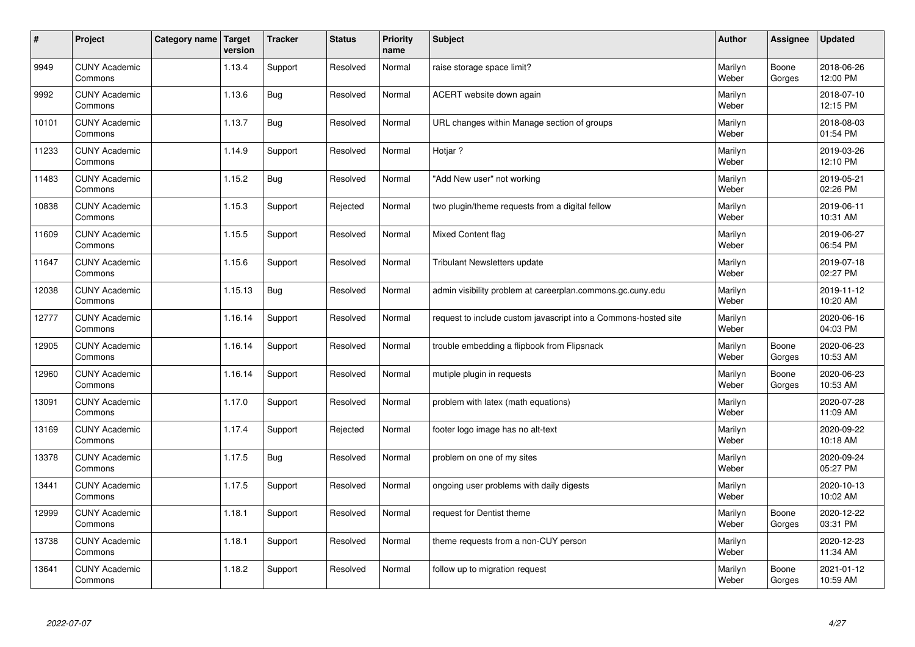| # | Project | Category name | Target version | Tracker | Status | Priority name | Subject | Author | Assignee | Updated |
|---|---|---|---|---|---|---|---|---|---|---|
| 9949 | CUNY Academic Commons | | 1.13.4 | Support | Resolved | Normal | raise storage space limit? | Marilyn Weber | Boone Gorges | 2018-06-26 12:00 PM |
| 9992 | CUNY Academic Commons | | 1.13.6 | Bug | Resolved | Normal | ACERT website down again | Marilyn Weber | | 2018-07-10 12:15 PM |
| 10101 | CUNY Academic Commons | | 1.13.7 | Bug | Resolved | Normal | URL changes within Manage section of groups | Marilyn Weber | | 2018-08-03 01:54 PM |
| 11233 | CUNY Academic Commons | | 1.14.9 | Support | Resolved | Normal | Hotjar ? | Marilyn Weber | | 2019-03-26 12:10 PM |
| 11483 | CUNY Academic Commons | | 1.15.2 | Bug | Resolved | Normal | "Add New user" not working | Marilyn Weber | | 2019-05-21 02:26 PM |
| 10838 | CUNY Academic Commons | | 1.15.3 | Support | Rejected | Normal | two plugin/theme requests from a digital fellow | Marilyn Weber | | 2019-06-11 10:31 AM |
| 11609 | CUNY Academic Commons | | 1.15.5 | Support | Resolved | Normal | Mixed Content flag | Marilyn Weber | | 2019-06-27 06:54 PM |
| 11647 | CUNY Academic Commons | | 1.15.6 | Support | Resolved | Normal | Tribulant Newsletters update | Marilyn Weber | | 2019-07-18 02:27 PM |
| 12038 | CUNY Academic Commons | | 1.15.13 | Bug | Resolved | Normal | admin visibility problem at careerplan.commons.gc.cuny.edu | Marilyn Weber | | 2019-11-12 10:20 AM |
| 12777 | CUNY Academic Commons | | 1.16.14 | Support | Resolved | Normal | request to include custom javascript into a Commons-hosted site | Marilyn Weber | | 2020-06-16 04:03 PM |
| 12905 | CUNY Academic Commons | | 1.16.14 | Support | Resolved | Normal | trouble embedding a flipbook from Flipsnack | Marilyn Weber | Boone Gorges | 2020-06-23 10:53 AM |
| 12960 | CUNY Academic Commons | | 1.16.14 | Support | Resolved | Normal | mutiple plugin in requests | Marilyn Weber | Boone Gorges | 2020-06-23 10:53 AM |
| 13091 | CUNY Academic Commons | | 1.17.0 | Support | Resolved | Normal | problem with latex (math equations) | Marilyn Weber | | 2020-07-28 11:09 AM |
| 13169 | CUNY Academic Commons | | 1.17.4 | Support | Rejected | Normal | footer logo image has no alt-text | Marilyn Weber | | 2020-09-22 10:18 AM |
| 13378 | CUNY Academic Commons | | 1.17.5 | Bug | Resolved | Normal | problem on one of my sites | Marilyn Weber | | 2020-09-24 05:27 PM |
| 13441 | CUNY Academic Commons | | 1.17.5 | Support | Resolved | Normal | ongoing user problems with daily digests | Marilyn Weber | | 2020-10-13 10:02 AM |
| 12999 | CUNY Academic Commons | | 1.18.1 | Support | Resolved | Normal | request for Dentist theme | Marilyn Weber | Boone Gorges | 2020-12-22 03:31 PM |
| 13738 | CUNY Academic Commons | | 1.18.1 | Support | Resolved | Normal | theme requests from a non-CUY person | Marilyn Weber | | 2020-12-23 11:34 AM |
| 13641 | CUNY Academic Commons | | 1.18.2 | Support | Resolved | Normal | follow up to migration request | Marilyn Weber | Boone Gorges | 2021-01-12 10:59 AM |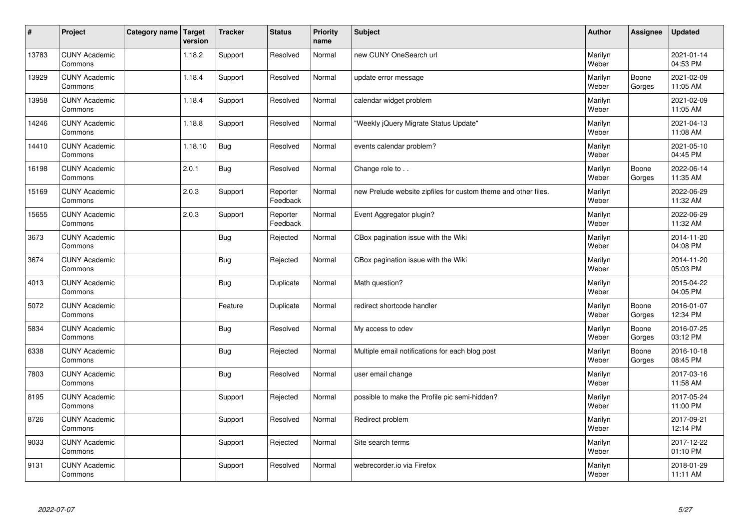| # | Project | Category name | Target version | Tracker | Status | Priority name | Subject | Author | Assignee | Updated |
|---|---|---|---|---|---|---|---|---|---|---|
| 13783 | CUNY Academic Commons | | 1.18.2 | Support | Resolved | Normal | new CUNY OneSearch url | Marilyn Weber | | 2021-01-14 04:53 PM |
| 13929 | CUNY Academic Commons | | 1.18.4 | Support | Resolved | Normal | update error message | Marilyn Weber | Boone Gorges | 2021-02-09 11:05 AM |
| 13958 | CUNY Academic Commons | | 1.18.4 | Support | Resolved | Normal | calendar widget problem | Marilyn Weber | | 2021-02-09 11:05 AM |
| 14246 | CUNY Academic Commons | | 1.18.8 | Support | Resolved | Normal | "Weekly jQuery Migrate Status Update" | Marilyn Weber | | 2021-04-13 11:08 AM |
| 14410 | CUNY Academic Commons | | 1.18.10 | Bug | Resolved | Normal | events calendar problem? | Marilyn Weber | | 2021-05-10 04:45 PM |
| 16198 | CUNY Academic Commons | | 2.0.1 | Bug | Resolved | Normal | Change role to . . | Marilyn Weber | Boone Gorges | 2022-06-14 11:35 AM |
| 15169 | CUNY Academic Commons | | 2.0.3 | Support | Reporter Feedback | Normal | new Prelude website zipfiles for custom theme and other files. | Marilyn Weber | | 2022-06-29 11:32 AM |
| 15655 | CUNY Academic Commons | | 2.0.3 | Support | Reporter Feedback | Normal | Event Aggregator plugin? | Marilyn Weber | | 2022-06-29 11:32 AM |
| 3673 | CUNY Academic Commons | | | Bug | Rejected | Normal | CBox pagination issue with the Wiki | Marilyn Weber | | 2014-11-20 04:08 PM |
| 3674 | CUNY Academic Commons | | | Bug | Rejected | Normal | CBox pagination issue with the Wiki | Marilyn Weber | | 2014-11-20 05:03 PM |
| 4013 | CUNY Academic Commons | | | Bug | Duplicate | Normal | Math question? | Marilyn Weber | | 2015-04-22 04:05 PM |
| 5072 | CUNY Academic Commons | | | Feature | Duplicate | Normal | redirect shortcode handler | Marilyn Weber | Boone Gorges | 2016-01-07 12:34 PM |
| 5834 | CUNY Academic Commons | | | Bug | Resolved | Normal | My access to cdev | Marilyn Weber | Boone Gorges | 2016-07-25 03:12 PM |
| 6338 | CUNY Academic Commons | | | Bug | Rejected | Normal | Multiple email notifications for each blog post | Marilyn Weber | Boone Gorges | 2016-10-18 08:45 PM |
| 7803 | CUNY Academic Commons | | | Bug | Resolved | Normal | user email change | Marilyn Weber | | 2017-03-16 11:58 AM |
| 8195 | CUNY Academic Commons | | | Support | Rejected | Normal | possible to make the Profile pic semi-hidden? | Marilyn Weber | | 2017-05-24 11:00 PM |
| 8726 | CUNY Academic Commons | | | Support | Resolved | Normal | Redirect problem | Marilyn Weber | | 2017-09-21 12:14 PM |
| 9033 | CUNY Academic Commons | | | Support | Rejected | Normal | Site search terms | Marilyn Weber | | 2017-12-22 01:10 PM |
| 9131 | CUNY Academic Commons | | | Support | Resolved | Normal | webrecorder.io via Firefox | Marilyn Weber | | 2018-01-29 11:11 AM |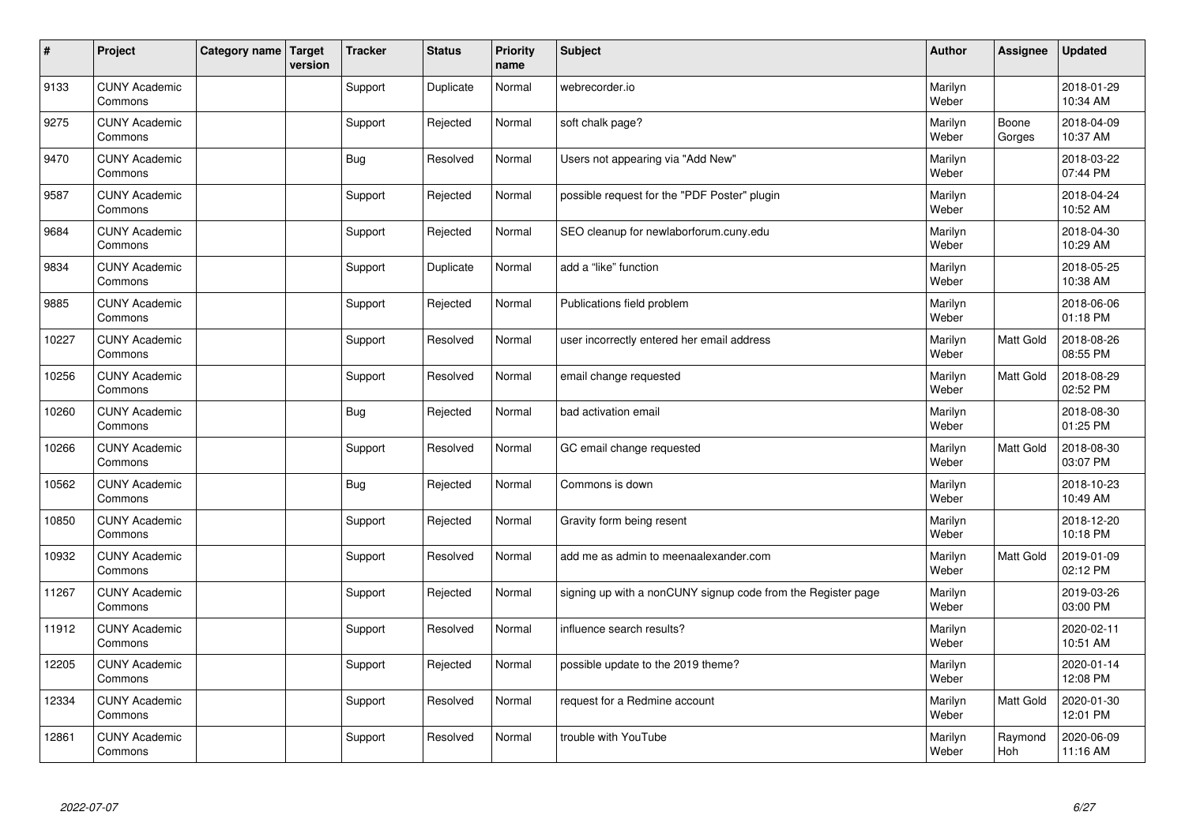| # | Project | Category name | Target version | Tracker | Status | Priority name | Subject | Author | Assignee | Updated |
|---|---|---|---|---|---|---|---|---|---|---|
| 9133 | CUNY Academic Commons | | | Support | Duplicate | Normal | webrecorder.io | Marilyn Weber | | 2018-01-29 10:34 AM |
| 9275 | CUNY Academic Commons | | | Support | Rejected | Normal | soft chalk page? | Marilyn Weber | Boone Gorges | 2018-04-09 10:37 AM |
| 9470 | CUNY Academic Commons | | | Bug | Resolved | Normal | Users not appearing via "Add New" | Marilyn Weber | | 2018-03-22 07:44 PM |
| 9587 | CUNY Academic Commons | | | Support | Rejected | Normal | possible request for the "PDF Poster" plugin | Marilyn Weber | | 2018-04-24 10:52 AM |
| 9684 | CUNY Academic Commons | | | Support | Rejected | Normal | SEO cleanup for newlaborforum.cuny.edu | Marilyn Weber | | 2018-04-30 10:29 AM |
| 9834 | CUNY Academic Commons | | | Support | Duplicate | Normal | add a "like" function | Marilyn Weber | | 2018-05-25 10:38 AM |
| 9885 | CUNY Academic Commons | | | Support | Rejected | Normal | Publications field problem | Marilyn Weber | | 2018-06-06 01:18 PM |
| 10227 | CUNY Academic Commons | | | Support | Resolved | Normal | user incorrectly entered her email address | Marilyn Weber | Matt Gold | 2018-08-26 08:55 PM |
| 10256 | CUNY Academic Commons | | | Support | Resolved | Normal | email change requested | Marilyn Weber | Matt Gold | 2018-08-29 02:52 PM |
| 10260 | CUNY Academic Commons | | | Bug | Rejected | Normal | bad activation email | Marilyn Weber | | 2018-08-30 01:25 PM |
| 10266 | CUNY Academic Commons | | | Support | Resolved | Normal | GC email change requested | Marilyn Weber | Matt Gold | 2018-08-30 03:07 PM |
| 10562 | CUNY Academic Commons | | | Bug | Rejected | Normal | Commons is down | Marilyn Weber | | 2018-10-23 10:49 AM |
| 10850 | CUNY Academic Commons | | | Support | Rejected | Normal | Gravity form being resent | Marilyn Weber | | 2018-12-20 10:18 PM |
| 10932 | CUNY Academic Commons | | | Support | Resolved | Normal | add me as admin to meenaalexander.com | Marilyn Weber | Matt Gold | 2019-01-09 02:12 PM |
| 11267 | CUNY Academic Commons | | | Support | Rejected | Normal | signing up with a nonCUNY signup code from the Register page | Marilyn Weber | | 2019-03-26 03:00 PM |
| 11912 | CUNY Academic Commons | | | Support | Resolved | Normal | influence search results? | Marilyn Weber | | 2020-02-11 10:51 AM |
| 12205 | CUNY Academic Commons | | | Support | Rejected | Normal | possible update to the 2019 theme? | Marilyn Weber | | 2020-01-14 12:08 PM |
| 12334 | CUNY Academic Commons | | | Support | Resolved | Normal | request for a Redmine account | Marilyn Weber | Matt Gold | 2020-01-30 12:01 PM |
| 12861 | CUNY Academic Commons | | | Support | Resolved | Normal | trouble with YouTube | Marilyn Weber | Raymond Hoh | 2020-06-09 11:16 AM |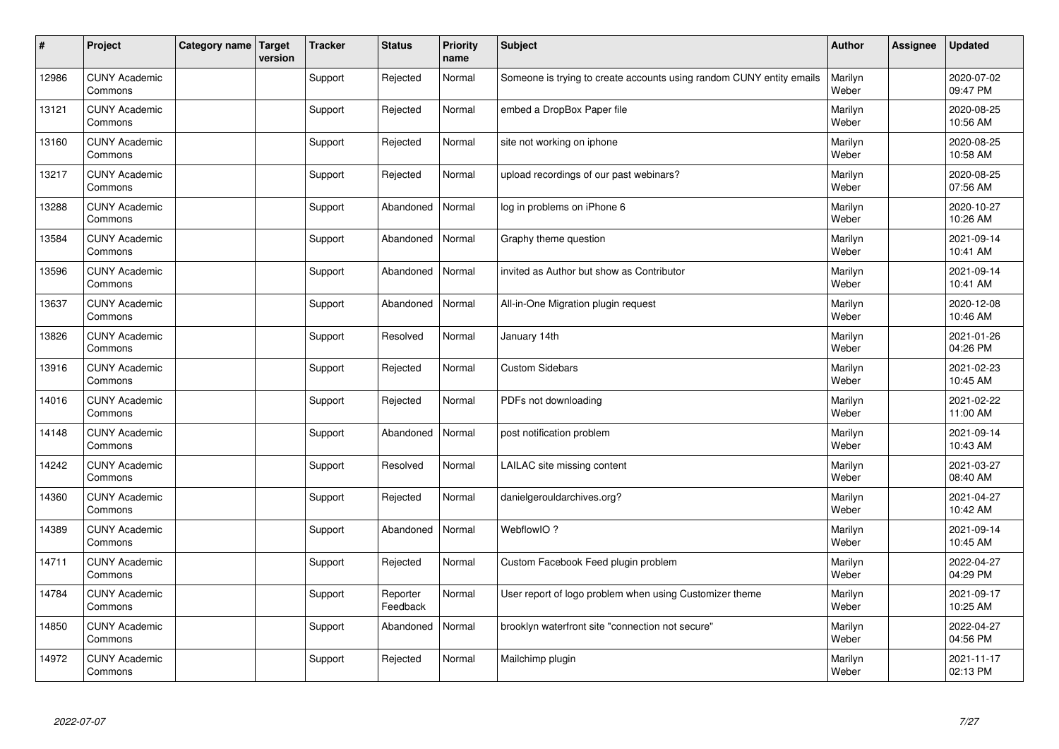| # | Project | Category name | Target version | Tracker | Status | Priority name | Subject | Author | Assignee | Updated |
|---|---|---|---|---|---|---|---|---|---|---|
| 12986 | CUNY Academic Commons | | | Support | Rejected | Normal | Someone is trying to create accounts using random CUNY entity emails | Marilyn Weber | | 2020-07-02 09:47 PM |
| 13121 | CUNY Academic Commons | | | Support | Rejected | Normal | embed a DropBox Paper file | Marilyn Weber | | 2020-08-25 10:56 AM |
| 13160 | CUNY Academic Commons | | | Support | Rejected | Normal | site not working on iphone | Marilyn Weber | | 2020-08-25 10:58 AM |
| 13217 | CUNY Academic Commons | | | Support | Rejected | Normal | upload recordings of our past webinars? | Marilyn Weber | | 2020-08-25 07:56 AM |
| 13288 | CUNY Academic Commons | | | Support | Abandoned | Normal | log in problems on iPhone 6 | Marilyn Weber | | 2020-10-27 10:26 AM |
| 13584 | CUNY Academic Commons | | | Support | Abandoned | Normal | Graphy theme question | Marilyn Weber | | 2021-09-14 10:41 AM |
| 13596 | CUNY Academic Commons | | | Support | Abandoned | Normal | invited as Author but show as Contributor | Marilyn Weber | | 2021-09-14 10:41 AM |
| 13637 | CUNY Academic Commons | | | Support | Abandoned | Normal | All-in-One Migration plugin request | Marilyn Weber | | 2020-12-08 10:46 AM |
| 13826 | CUNY Academic Commons | | | Support | Resolved | Normal | January 14th | Marilyn Weber | | 2021-01-26 04:26 PM |
| 13916 | CUNY Academic Commons | | | Support | Rejected | Normal | Custom Sidebars | Marilyn Weber | | 2021-02-23 10:45 AM |
| 14016 | CUNY Academic Commons | | | Support | Rejected | Normal | PDFs not downloading | Marilyn Weber | | 2021-02-22 11:00 AM |
| 14148 | CUNY Academic Commons | | | Support | Abandoned | Normal | post notification problem | Marilyn Weber | | 2021-09-14 10:43 AM |
| 14242 | CUNY Academic Commons | | | Support | Resolved | Normal | LAILAC site missing content | Marilyn Weber | | 2021-03-27 08:40 AM |
| 14360 | CUNY Academic Commons | | | Support | Rejected | Normal | danielgerouldarchives.org? | Marilyn Weber | | 2021-04-27 10:42 AM |
| 14389 | CUNY Academic Commons | | | Support | Abandoned | Normal | WebflowIO ? | Marilyn Weber | | 2021-09-14 10:45 AM |
| 14711 | CUNY Academic Commons | | | Support | Rejected | Normal | Custom Facebook Feed plugin problem | Marilyn Weber | | 2022-04-27 04:29 PM |
| 14784 | CUNY Academic Commons | | | Support | Reporter Feedback | Normal | User report of logo problem when using Customizer theme | Marilyn Weber | | 2021-09-17 10:25 AM |
| 14850 | CUNY Academic Commons | | | Support | Abandoned | Normal | brooklyn waterfront site "connection not secure" | Marilyn Weber | | 2022-04-27 04:56 PM |
| 14972 | CUNY Academic Commons | | | Support | Rejected | Normal | Mailchimp plugin | Marilyn Weber | | 2021-11-17 02:13 PM |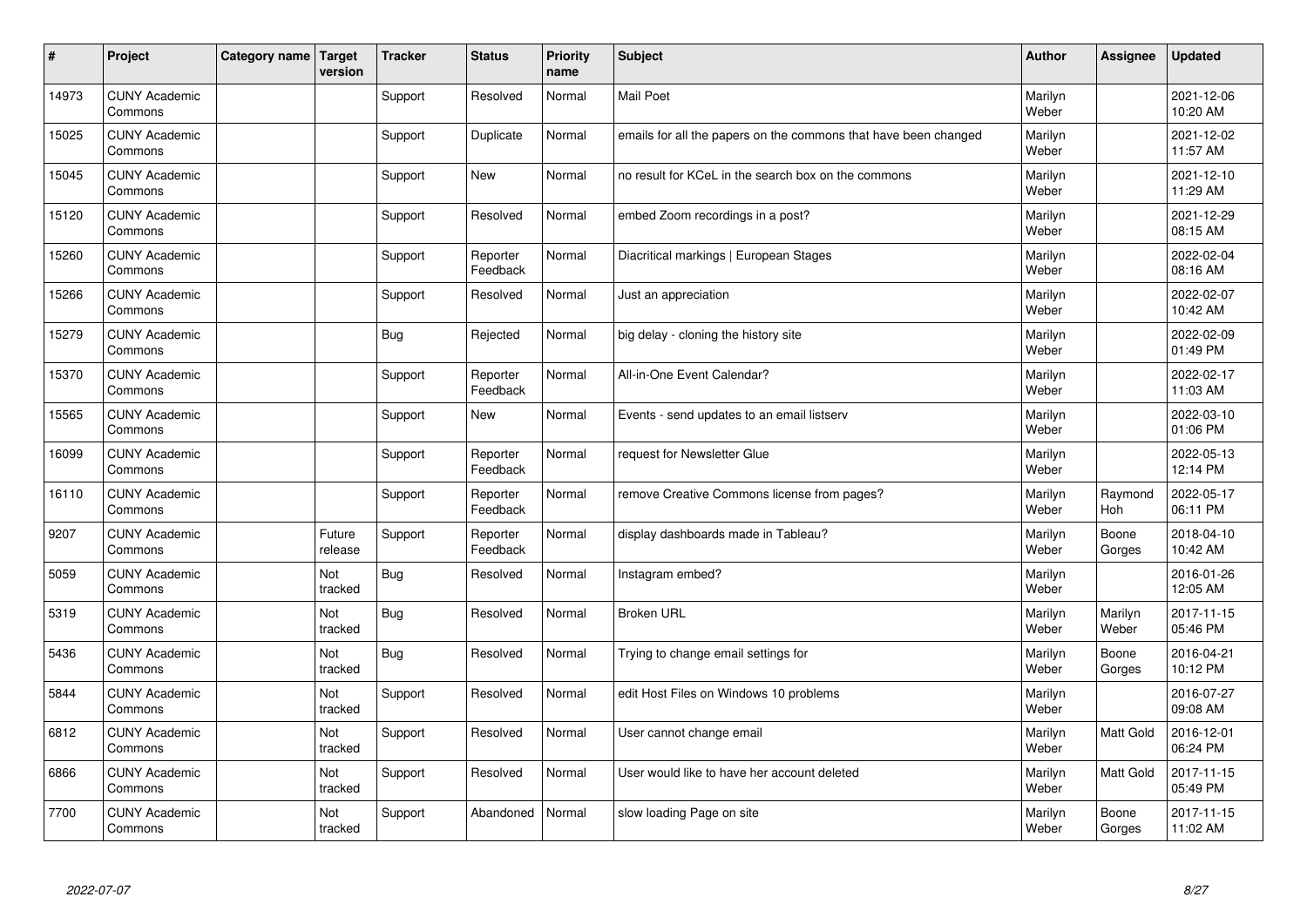| # | Project | Category name | Target version | Tracker | Status | Priority name | Subject | Author | Assignee | Updated |
|---|---|---|---|---|---|---|---|---|---|---|
| 14973 | CUNY Academic Commons | | | Support | Resolved | Normal | Mail Poet | Marilyn Weber | | 2021-12-06 10:20 AM |
| 15025 | CUNY Academic Commons | | | Support | Duplicate | Normal | emails for all the papers on the commons that have been changed | Marilyn Weber | | 2021-12-02 11:57 AM |
| 15045 | CUNY Academic Commons | | | Support | New | Normal | no result for KCeL in the search box on the commons | Marilyn Weber | | 2021-12-10 11:29 AM |
| 15120 | CUNY Academic Commons | | | Support | Resolved | Normal | embed Zoom recordings in a post? | Marilyn Weber | | 2021-12-29 08:15 AM |
| 15260 | CUNY Academic Commons | | | Support | Reporter Feedback | Normal | Diacritical markings \| European Stages | Marilyn Weber | | 2022-02-04 08:16 AM |
| 15266 | CUNY Academic Commons | | | Support | Resolved | Normal | Just an appreciation | Marilyn Weber | | 2022-02-07 10:42 AM |
| 15279 | CUNY Academic Commons | | | Bug | Rejected | Normal | big delay - cloning the history site | Marilyn Weber | | 2022-02-09 01:49 PM |
| 15370 | CUNY Academic Commons | | | Support | Reporter Feedback | Normal | All-in-One Event Calendar? | Marilyn Weber | | 2022-02-17 11:03 AM |
| 15565 | CUNY Academic Commons | | | Support | New | Normal | Events - send updates to an email listserv | Marilyn Weber | | 2022-03-10 01:06 PM |
| 16099 | CUNY Academic Commons | | | Support | Reporter Feedback | Normal | request for Newsletter Glue | Marilyn Weber | | 2022-05-13 12:14 PM |
| 16110 | CUNY Academic Commons | | | Support | Reporter Feedback | Normal | remove Creative Commons license from pages? | Marilyn Weber | Raymond Hoh | 2022-05-17 06:11 PM |
| 9207 | CUNY Academic Commons | | Future release | Support | Reporter Feedback | Normal | display dashboards made in Tableau? | Marilyn Weber | Boone Gorges | 2018-04-10 10:42 AM |
| 5059 | CUNY Academic Commons | | Not tracked | Bug | Resolved | Normal | Instagram embed? | Marilyn Weber | | 2016-01-26 12:05 AM |
| 5319 | CUNY Academic Commons | | Not tracked | Bug | Resolved | Normal | Broken URL | Marilyn Weber | Marilyn Weber | 2017-11-15 05:46 PM |
| 5436 | CUNY Academic Commons | | Not tracked | Bug | Resolved | Normal | Trying to change email settings for | Marilyn Weber | Boone Gorges | 2016-04-21 10:12 PM |
| 5844 | CUNY Academic Commons | | Not tracked | Support | Resolved | Normal | edit Host Files on Windows 10 problems | Marilyn Weber | | 2016-07-27 09:08 AM |
| 6812 | CUNY Academic Commons | | Not tracked | Support | Resolved | Normal | User cannot change email | Marilyn Weber | Matt Gold | 2016-12-01 06:24 PM |
| 6866 | CUNY Academic Commons | | Not tracked | Support | Resolved | Normal | User would like to have her account deleted | Marilyn Weber | Matt Gold | 2017-11-15 05:49 PM |
| 7700 | CUNY Academic Commons | | Not tracked | Support | Abandoned | Normal | slow loading Page on site | Marilyn Weber | Boone Gorges | 2017-11-15 11:02 AM |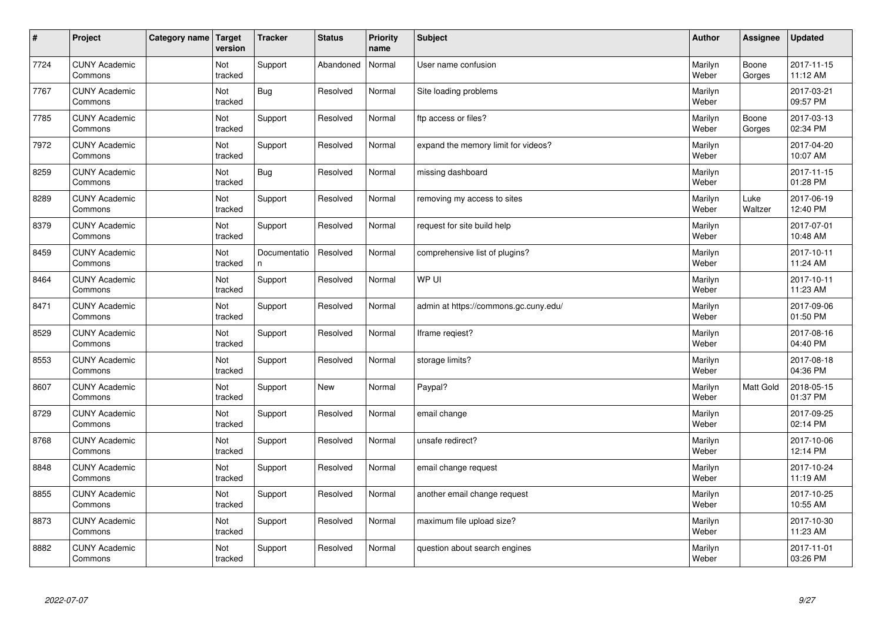| # | Project | Category name | Target version | Tracker | Status | Priority name | Subject | Author | Assignee | Updated |
|---|---|---|---|---|---|---|---|---|---|---|
| 7724 | CUNY Academic Commons | | Not tracked | Support | Abandoned | Normal | User name confusion | Marilyn Weber | Boone Gorges | 2017-11-15 11:12 AM |
| 7767 | CUNY Academic Commons | | Not tracked | Bug | Resolved | Normal | Site loading problems | Marilyn Weber | | 2017-03-21 09:57 PM |
| 7785 | CUNY Academic Commons | | Not tracked | Support | Resolved | Normal | ftp access or files? | Marilyn Weber | Boone Gorges | 2017-03-13 02:34 PM |
| 7972 | CUNY Academic Commons | | Not tracked | Support | Resolved | Normal | expand the memory limit for videos? | Marilyn Weber | | 2017-04-20 10:07 AM |
| 8259 | CUNY Academic Commons | | Not tracked | Bug | Resolved | Normal | missing dashboard | Marilyn Weber | | 2017-11-15 01:28 PM |
| 8289 | CUNY Academic Commons | | Not tracked | Support | Resolved | Normal | removing my access to sites | Marilyn Weber | Luke Waltzer | 2017-06-19 12:40 PM |
| 8379 | CUNY Academic Commons | | Not tracked | Support | Resolved | Normal | request for site build help | Marilyn Weber | | 2017-07-01 10:48 AM |
| 8459 | CUNY Academic Commons | | Not tracked | Documentation | Resolved | Normal | comprehensive list of plugins? | Marilyn Weber | | 2017-10-11 11:24 AM |
| 8464 | CUNY Academic Commons | | Not tracked | Support | Resolved | Normal | WP UI | Marilyn Weber | | 2017-10-11 11:23 AM |
| 8471 | CUNY Academic Commons | | Not tracked | Support | Resolved | Normal | admin at https://commons.gc.cuny.edu/ | Marilyn Weber | | 2017-09-06 01:50 PM |
| 8529 | CUNY Academic Commons | | Not tracked | Support | Resolved | Normal | Iframe reqiest? | Marilyn Weber | | 2017-08-16 04:40 PM |
| 8553 | CUNY Academic Commons | | Not tracked | Support | Resolved | Normal | storage limits? | Marilyn Weber | | 2017-08-18 04:36 PM |
| 8607 | CUNY Academic Commons | | Not tracked | Support | New | Normal | Paypal? | Marilyn Weber | Matt Gold | 2018-05-15 01:37 PM |
| 8729 | CUNY Academic Commons | | Not tracked | Support | Resolved | Normal | email change | Marilyn Weber | | 2017-09-25 02:14 PM |
| 8768 | CUNY Academic Commons | | Not tracked | Support | Resolved | Normal | unsafe redirect? | Marilyn Weber | | 2017-10-06 12:14 PM |
| 8848 | CUNY Academic Commons | | Not tracked | Support | Resolved | Normal | email change request | Marilyn Weber | | 2017-10-24 11:19 AM |
| 8855 | CUNY Academic Commons | | Not tracked | Support | Resolved | Normal | another email change request | Marilyn Weber | | 2017-10-25 10:55 AM |
| 8873 | CUNY Academic Commons | | Not tracked | Support | Resolved | Normal | maximum file upload size? | Marilyn Weber | | 2017-10-30 11:23 AM |
| 8882 | CUNY Academic Commons | | Not tracked | Support | Resolved | Normal | question about search engines | Marilyn Weber | | 2017-11-01 03:26 PM |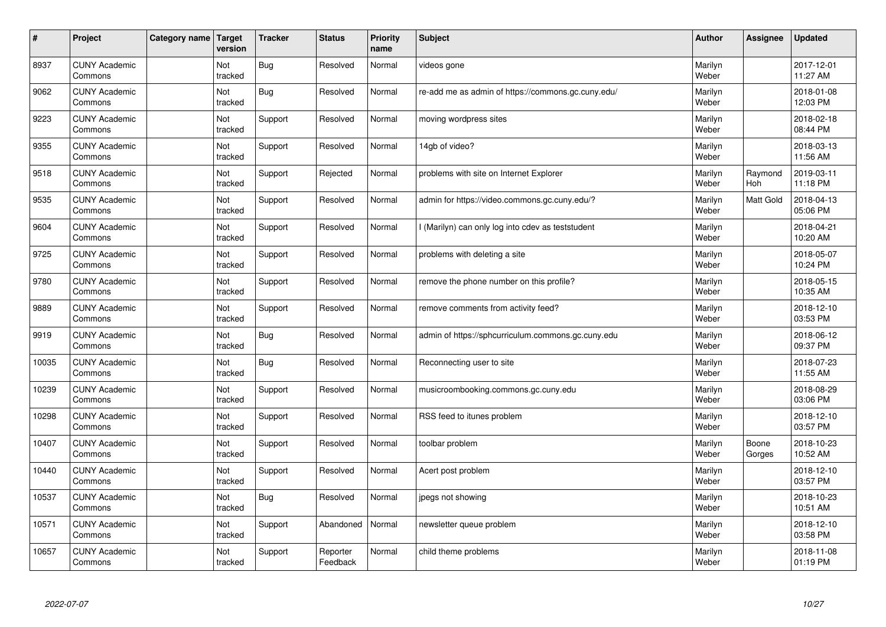| # | Project | Category name | Target version | Tracker | Status | Priority name | Subject | Author | Assignee | Updated |
|---|---|---|---|---|---|---|---|---|---|---|
| 8937 | CUNY Academic Commons | | Not tracked | Bug | Resolved | Normal | videos gone | Marilyn Weber | | 2017-12-01 11:27 AM |
| 9062 | CUNY Academic Commons | | Not tracked | Bug | Resolved | Normal | re-add me as admin of https://commons.gc.cuny.edu/ | Marilyn Weber | | 2018-01-08 12:03 PM |
| 9223 | CUNY Academic Commons | | Not tracked | Support | Resolved | Normal | moving wordpress sites | Marilyn Weber | | 2018-02-18 08:44 PM |
| 9355 | CUNY Academic Commons | | Not tracked | Support | Resolved | Normal | 14gb of video? | Marilyn Weber | | 2018-03-13 11:56 AM |
| 9518 | CUNY Academic Commons | | Not tracked | Support | Rejected | Normal | problems with site on Internet Explorer | Marilyn Weber | Raymond Hoh | 2019-03-11 11:18 PM |
| 9535 | CUNY Academic Commons | | Not tracked | Support | Resolved | Normal | admin for https://video.commons.gc.cuny.edu/? | Marilyn Weber | Matt Gold | 2018-04-13 05:06 PM |
| 9604 | CUNY Academic Commons | | Not tracked | Support | Resolved | Normal | I (Marilyn) can only log into cdev as teststudent | Marilyn Weber | | 2018-04-21 10:20 AM |
| 9725 | CUNY Academic Commons | | Not tracked | Support | Resolved | Normal | problems with deleting a site | Marilyn Weber | | 2018-05-07 10:24 PM |
| 9780 | CUNY Academic Commons | | Not tracked | Support | Resolved | Normal | remove the phone number on this profile? | Marilyn Weber | | 2018-05-15 10:35 AM |
| 9889 | CUNY Academic Commons | | Not tracked | Support | Resolved | Normal | remove comments from activity feed? | Marilyn Weber | | 2018-12-10 03:53 PM |
| 9919 | CUNY Academic Commons | | Not tracked | Bug | Resolved | Normal | admin of https://sphcurriculum.commons.gc.cuny.edu | Marilyn Weber | | 2018-06-12 09:37 PM |
| 10035 | CUNY Academic Commons | | Not tracked | Bug | Resolved | Normal | Reconnecting user to site | Marilyn Weber | | 2018-07-23 11:55 AM |
| 10239 | CUNY Academic Commons | | Not tracked | Support | Resolved | Normal | musicroombooking.commons.gc.cuny.edu | Marilyn Weber | | 2018-08-29 03:06 PM |
| 10298 | CUNY Academic Commons | | Not tracked | Support | Resolved | Normal | RSS feed to itunes problem | Marilyn Weber | | 2018-12-10 03:57 PM |
| 10407 | CUNY Academic Commons | | Not tracked | Support | Resolved | Normal | toolbar problem | Marilyn Weber | Boone Gorges | 2018-10-23 10:52 AM |
| 10440 | CUNY Academic Commons | | Not tracked | Support | Resolved | Normal | Acert post problem | Marilyn Weber | | 2018-12-10 03:57 PM |
| 10537 | CUNY Academic Commons | | Not tracked | Bug | Resolved | Normal | jpegs not showing | Marilyn Weber | | 2018-10-23 10:51 AM |
| 10571 | CUNY Academic Commons | | Not tracked | Support | Abandoned | Normal | newsletter queue problem | Marilyn Weber | | 2018-12-10 03:58 PM |
| 10657 | CUNY Academic Commons | | Not tracked | Support | Reporter Feedback | Normal | child theme problems | Marilyn Weber | | 2018-11-08 01:19 PM |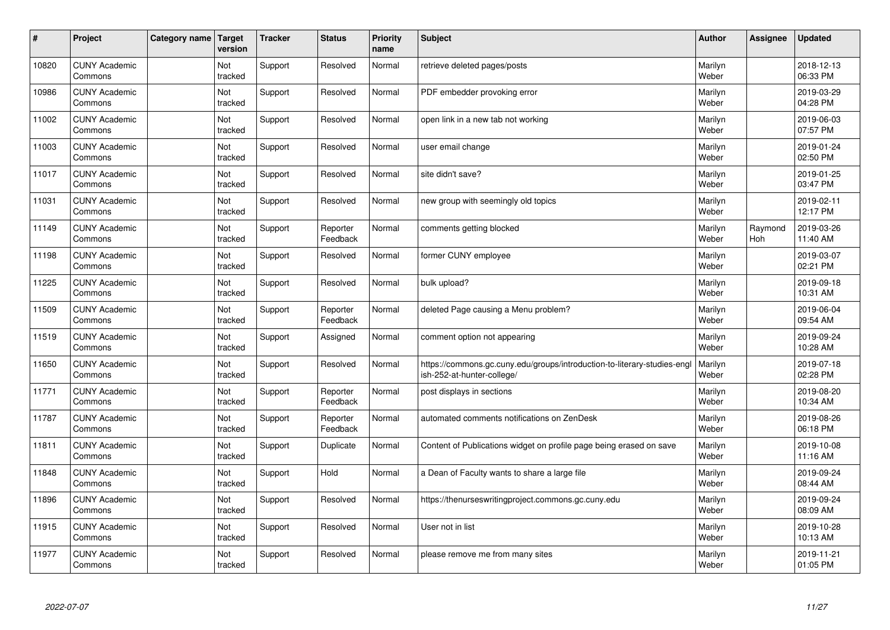| # | Project | Category name | Target version | Tracker | Status | Priority name | Subject | Author | Assignee | Updated |
|---|---|---|---|---|---|---|---|---|---|---|
| 10820 | CUNY Academic Commons | | Not tracked | Support | Resolved | Normal | retrieve deleted pages/posts | Marilyn Weber | | 2018-12-13 06:33 PM |
| 10986 | CUNY Academic Commons | | Not tracked | Support | Resolved | Normal | PDF embedder provoking error | Marilyn Weber | | 2019-03-29 04:28 PM |
| 11002 | CUNY Academic Commons | | Not tracked | Support | Resolved | Normal | open link in a new tab not working | Marilyn Weber | | 2019-06-03 07:57 PM |
| 11003 | CUNY Academic Commons | | Not tracked | Support | Resolved | Normal | user email change | Marilyn Weber | | 2019-01-24 02:50 PM |
| 11017 | CUNY Academic Commons | | Not tracked | Support | Resolved | Normal | site didn't save? | Marilyn Weber | | 2019-01-25 03:47 PM |
| 11031 | CUNY Academic Commons | | Not tracked | Support | Resolved | Normal | new group with seemingly old topics | Marilyn Weber | | 2019-02-11 12:17 PM |
| 11149 | CUNY Academic Commons | | Not tracked | Support | Reporter Feedback | Normal | comments getting blocked | Marilyn Weber | Raymond Hoh | 2019-03-26 11:40 AM |
| 11198 | CUNY Academic Commons | | Not tracked | Support | Resolved | Normal | former CUNY employee | Marilyn Weber | | 2019-03-07 02:21 PM |
| 11225 | CUNY Academic Commons | | Not tracked | Support | Resolved | Normal | bulk upload? | Marilyn Weber | | 2019-09-18 10:31 AM |
| 11509 | CUNY Academic Commons | | Not tracked | Support | Reporter Feedback | Normal | deleted Page causing a Menu problem? | Marilyn Weber | | 2019-06-04 09:54 AM |
| 11519 | CUNY Academic Commons | | Not tracked | Support | Assigned | Normal | comment option not appearing | Marilyn Weber | | 2019-09-24 10:28 AM |
| 11650 | CUNY Academic Commons | | Not tracked | Support | Resolved | Normal | https://commons.gc.cuny.edu/groups/introduction-to-literary-studies-english-252-at-hunter-college/ | Marilyn Weber | | 2019-07-18 02:28 PM |
| 11771 | CUNY Academic Commons | | Not tracked | Support | Reporter Feedback | Normal | post displays in sections | Marilyn Weber | | 2019-08-20 10:34 AM |
| 11787 | CUNY Academic Commons | | Not tracked | Support | Reporter Feedback | Normal | automated comments notifications on ZenDesk | Marilyn Weber | | 2019-08-26 06:18 PM |
| 11811 | CUNY Academic Commons | | Not tracked | Support | Duplicate | Normal | Content of Publications widget on profile page being erased on save | Marilyn Weber | | 2019-10-08 11:16 AM |
| 11848 | CUNY Academic Commons | | Not tracked | Support | Hold | Normal | a Dean of Faculty wants to share a large file | Marilyn Weber | | 2019-09-24 08:44 AM |
| 11896 | CUNY Academic Commons | | Not tracked | Support | Resolved | Normal | https://thenurseswritingproject.commons.gc.cuny.edu | Marilyn Weber | | 2019-09-24 08:09 AM |
| 11915 | CUNY Academic Commons | | Not tracked | Support | Resolved | Normal | User not in list | Marilyn Weber | | 2019-10-28 10:13 AM |
| 11977 | CUNY Academic Commons | | Not tracked | Support | Resolved | Normal | please remove me from many sites | Marilyn Weber | | 2019-11-21 01:05 PM |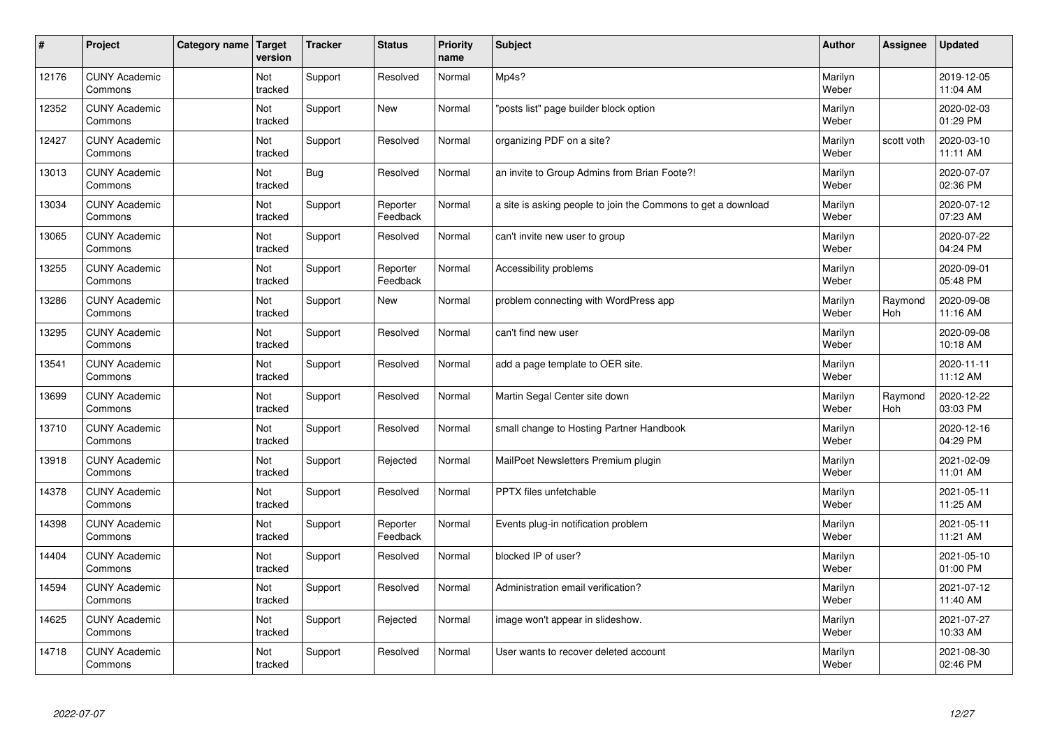| # | Project | Category name | Target version | Tracker | Status | Priority name | Subject | Author | Assignee | Updated |
|---|---|---|---|---|---|---|---|---|---|---|
| 12176 | CUNY Academic Commons | | Not tracked | Support | Resolved | Normal | Mp4s? | Marilyn Weber | | 2019-12-05 11:04 AM |
| 12352 | CUNY Academic Commons | | Not tracked | Support | New | Normal | "posts list" page builder block option | Marilyn Weber | | 2020-02-03 01:29 PM |
| 12427 | CUNY Academic Commons | | Not tracked | Support | Resolved | Normal | organizing PDF on a site? | Marilyn Weber | scott voth | 2020-03-10 11:11 AM |
| 13013 | CUNY Academic Commons | | Not tracked | Bug | Resolved | Normal | an invite to Group Admins from Brian Foote?! | Marilyn Weber | | 2020-07-07 02:36 PM |
| 13034 | CUNY Academic Commons | | Not tracked | Support | Reporter Feedback | Normal | a site is asking people to join the Commons to get a download | Marilyn Weber | | 2020-07-12 07:23 AM |
| 13065 | CUNY Academic Commons | | Not tracked | Support | Resolved | Normal | can't invite new user to group | Marilyn Weber | | 2020-07-22 04:24 PM |
| 13255 | CUNY Academic Commons | | Not tracked | Support | Reporter Feedback | Normal | Accessibility problems | Marilyn Weber | | 2020-09-01 05:48 PM |
| 13286 | CUNY Academic Commons | | Not tracked | Support | New | Normal | problem connecting with WordPress app | Marilyn Weber | Raymond Hoh | 2020-09-08 11:16 AM |
| 13295 | CUNY Academic Commons | | Not tracked | Support | Resolved | Normal | can't find new user | Marilyn Weber | | 2020-09-08 10:18 AM |
| 13541 | CUNY Academic Commons | | Not tracked | Support | Resolved | Normal | add a page template to OER site. | Marilyn Weber | | 2020-11-11 11:12 AM |
| 13699 | CUNY Academic Commons | | Not tracked | Support | Resolved | Normal | Martin Segal Center site down | Marilyn Weber | Raymond Hoh | 2020-12-22 03:03 PM |
| 13710 | CUNY Academic Commons | | Not tracked | Support | Resolved | Normal | small change to Hosting Partner Handbook | Marilyn Weber | | 2020-12-16 04:29 PM |
| 13918 | CUNY Academic Commons | | Not tracked | Support | Rejected | Normal | MailPoet Newsletters Premium plugin | Marilyn Weber | | 2021-02-09 11:01 AM |
| 14378 | CUNY Academic Commons | | Not tracked | Support | Resolved | Normal | PPTX files unfetchable | Marilyn Weber | | 2021-05-11 11:25 AM |
| 14398 | CUNY Academic Commons | | Not tracked | Support | Reporter Feedback | Normal | Events plug-in notification problem | Marilyn Weber | | 2021-05-11 11:21 AM |
| 14404 | CUNY Academic Commons | | Not tracked | Support | Resolved | Normal | blocked IP of user? | Marilyn Weber | | 2021-05-10 01:00 PM |
| 14594 | CUNY Academic Commons | | Not tracked | Support | Resolved | Normal | Administration email verification? | Marilyn Weber | | 2021-07-12 11:40 AM |
| 14625 | CUNY Academic Commons | | Not tracked | Support | Rejected | Normal | image won't appear in slideshow. | Marilyn Weber | | 2021-07-27 10:33 AM |
| 14718 | CUNY Academic Commons | | Not tracked | Support | Resolved | Normal | User wants to recover deleted account | Marilyn Weber | | 2021-08-30 02:46 PM |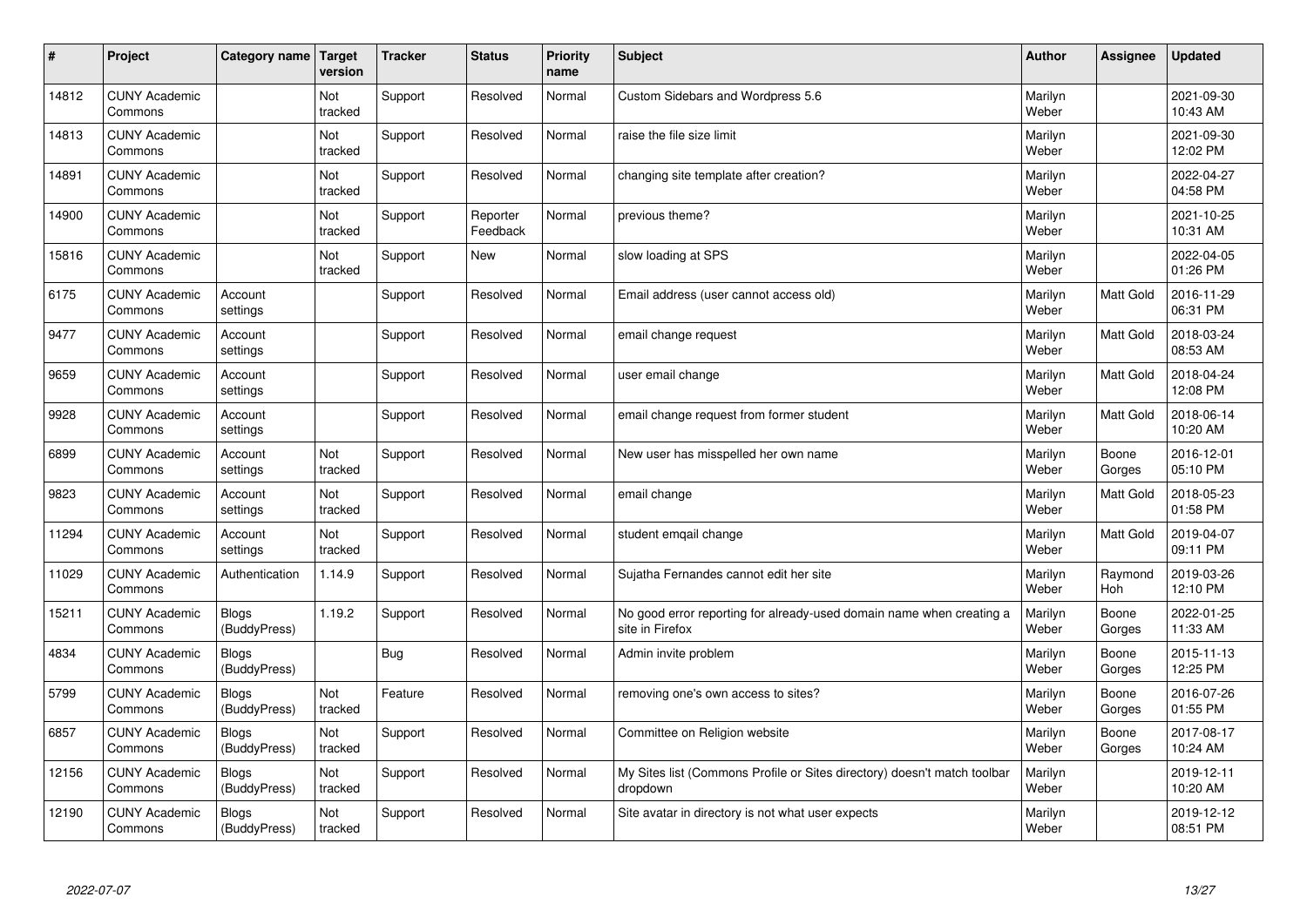| # | Project | Category name | Target version | Tracker | Status | Priority name | Subject | Author | Assignee | Updated |
|---|---|---|---|---|---|---|---|---|---|---|
| 14812 | CUNY Academic Commons | | Not tracked | Support | Resolved | Normal | Custom Sidebars and Wordpress 5.6 | Marilyn Weber | | 2021-09-30 10:43 AM |
| 14813 | CUNY Academic Commons | | Not tracked | Support | Resolved | Normal | raise the file size limit | Marilyn Weber | | 2021-09-30 12:02 PM |
| 14891 | CUNY Academic Commons | | Not tracked | Support | Resolved | Normal | changing site template after creation? | Marilyn Weber | | 2022-04-27 04:58 PM |
| 14900 | CUNY Academic Commons | | Not tracked | Support | Reporter Feedback | Normal | previous theme? | Marilyn Weber | | 2021-10-25 10:31 AM |
| 15816 | CUNY Academic Commons | | Not tracked | Support | New | Normal | slow loading at SPS | Marilyn Weber | | 2022-04-05 01:26 PM |
| 6175 | CUNY Academic Commons | Account settings | | Support | Resolved | Normal | Email address (user cannot access old) | Marilyn Weber | Matt Gold | 2016-11-29 06:31 PM |
| 9477 | CUNY Academic Commons | Account settings | | Support | Resolved | Normal | email change request | Marilyn Weber | Matt Gold | 2018-03-24 08:53 AM |
| 9659 | CUNY Academic Commons | Account settings | | Support | Resolved | Normal | user email change | Marilyn Weber | Matt Gold | 2018-04-24 12:08 PM |
| 9928 | CUNY Academic Commons | Account settings | | Support | Resolved | Normal | email change request from former student | Marilyn Weber | Matt Gold | 2018-06-14 10:20 AM |
| 6899 | CUNY Academic Commons | Account settings | Not tracked | Support | Resolved | Normal | New user has misspelled her own name | Marilyn Weber | Boone Gorges | 2016-12-01 05:10 PM |
| 9823 | CUNY Academic Commons | Account settings | Not tracked | Support | Resolved | Normal | email change | Marilyn Weber | Matt Gold | 2018-05-23 01:58 PM |
| 11294 | CUNY Academic Commons | Account settings | Not tracked | Support | Resolved | Normal | student emqail change | Marilyn Weber | Matt Gold | 2019-04-07 09:11 PM |
| 11029 | CUNY Academic Commons | Authentication | 1.14.9 | Support | Resolved | Normal | Sujatha Fernandes cannot edit her site | Marilyn Weber | Raymond Hoh | 2019-03-26 12:10 PM |
| 15211 | CUNY Academic Commons | Blogs (BuddyPress) | 1.19.2 | Support | Resolved | Normal | No good error reporting for already-used domain name when creating a site in Firefox | Marilyn Weber | Boone Gorges | 2022-01-25 11:33 AM |
| 4834 | CUNY Academic Commons | Blogs (BuddyPress) | | Bug | Resolved | Normal | Admin invite problem | Marilyn Weber | Boone Gorges | 2015-11-13 12:25 PM |
| 5799 | CUNY Academic Commons | Blogs (BuddyPress) | Not tracked | Feature | Resolved | Normal | removing one's own access to sites? | Marilyn Weber | Boone Gorges | 2016-07-26 01:55 PM |
| 6857 | CUNY Academic Commons | Blogs (BuddyPress) | Not tracked | Support | Resolved | Normal | Committee on Religion website | Marilyn Weber | Boone Gorges | 2017-08-17 10:24 AM |
| 12156 | CUNY Academic Commons | Blogs (BuddyPress) | Not tracked | Support | Resolved | Normal | My Sites list (Commons Profile or Sites directory) doesn't match toolbar dropdown | Marilyn Weber | | 2019-12-11 10:20 AM |
| 12190 | CUNY Academic Commons | Blogs (BuddyPress) | Not tracked | Support | Resolved | Normal | Site avatar in directory is not what user expects | Marilyn Weber | | 2019-12-12 08:51 PM |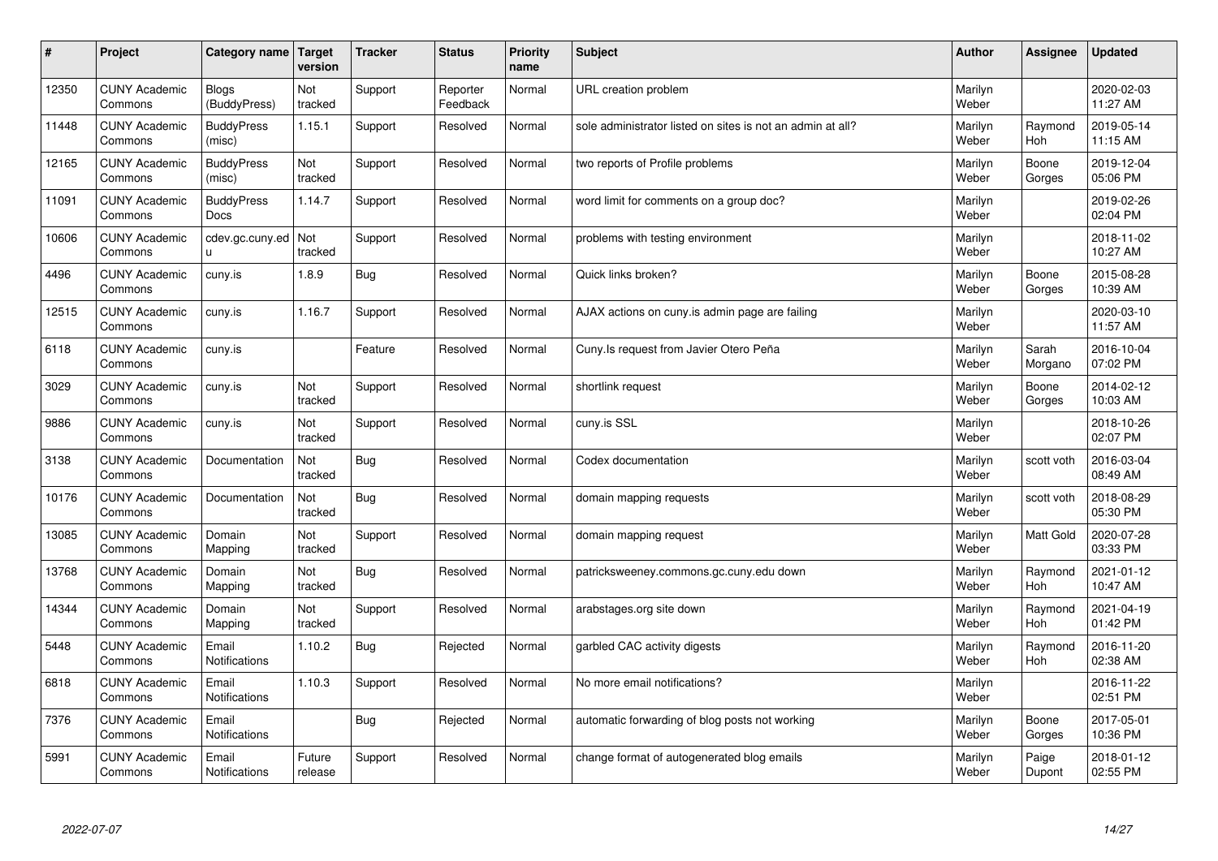| # | Project | Category name | Target version | Tracker | Status | Priority name | Subject | Author | Assignee | Updated |
|---|---|---|---|---|---|---|---|---|---|---|
| 12350 | CUNY Academic Commons | Blogs (BuddyPress) | Not tracked | Support | Reporter Feedback | Normal | URL creation problem | Marilyn Weber | | 2020-02-03 11:27 AM |
| 11448 | CUNY Academic Commons | BuddyPress (misc) | 1.15.1 | Support | Resolved | Normal | sole administrator listed on sites is not an admin at all? | Marilyn Weber | Raymond Hoh | 2019-05-14 11:15 AM |
| 12165 | CUNY Academic Commons | BuddyPress (misc) | Not tracked | Support | Resolved | Normal | two reports of Profile problems | Marilyn Weber | Boone Gorges | 2019-12-04 05:06 PM |
| 11091 | CUNY Academic Commons | BuddyPress Docs | 1.14.7 | Support | Resolved | Normal | word limit for comments on a group doc? | Marilyn Weber | | 2019-02-26 02:04 PM |
| 10606 | CUNY Academic Commons | cdev.gc.cuny.edu | Not tracked | Support | Resolved | Normal | problems with testing environment | Marilyn Weber | | 2018-11-02 10:27 AM |
| 4496 | CUNY Academic Commons | cuny.is | 1.8.9 | Bug | Resolved | Normal | Quick links broken? | Marilyn Weber | Boone Gorges | 2015-08-28 10:39 AM |
| 12515 | CUNY Academic Commons | cuny.is | 1.16.7 | Support | Resolved | Normal | AJAX actions on cuny.is admin page are failing | Marilyn Weber | | 2020-03-10 11:57 AM |
| 6118 | CUNY Academic Commons | cuny.is | | Feature | Resolved | Normal | Cuny.Is request from Javier Otero Peña | Marilyn Weber | Sarah Morgano | 2016-10-04 07:02 PM |
| 3029 | CUNY Academic Commons | cuny.is | Not tracked | Support | Resolved | Normal | shortlink request | Marilyn Weber | Boone Gorges | 2014-02-12 10:03 AM |
| 9886 | CUNY Academic Commons | cuny.is | Not tracked | Support | Resolved | Normal | cuny.is SSL | Marilyn Weber | | 2018-10-26 02:07 PM |
| 3138 | CUNY Academic Commons | Documentation | Not tracked | Bug | Resolved | Normal | Codex documentation | Marilyn Weber | scott voth | 2016-03-04 08:49 AM |
| 10176 | CUNY Academic Commons | Documentation | Not tracked | Bug | Resolved | Normal | domain mapping requests | Marilyn Weber | scott voth | 2018-08-29 05:30 PM |
| 13085 | CUNY Academic Commons | Domain Mapping | Not tracked | Support | Resolved | Normal | domain mapping request | Marilyn Weber | Matt Gold | 2020-07-28 03:33 PM |
| 13768 | CUNY Academic Commons | Domain Mapping | Not tracked | Bug | Resolved | Normal | patricksweeney.commons.gc.cuny.edu down | Marilyn Weber | Raymond Hoh | 2021-01-12 10:47 AM |
| 14344 | CUNY Academic Commons | Domain Mapping | Not tracked | Support | Resolved | Normal | arabstages.org site down | Marilyn Weber | Raymond Hoh | 2021-04-19 01:42 PM |
| 5448 | CUNY Academic Commons | Email Notifications | 1.10.2 | Bug | Rejected | Normal | garbled CAC activity digests | Marilyn Weber | Raymond Hoh | 2016-11-20 02:38 AM |
| 6818 | CUNY Academic Commons | Email Notifications | 1.10.3 | Support | Resolved | Normal | No more email notifications? | Marilyn Weber | | 2016-11-22 02:51 PM |
| 7376 | CUNY Academic Commons | Email Notifications | | Bug | Rejected | Normal | automatic forwarding of blog posts not working | Marilyn Weber | Boone Gorges | 2017-05-01 10:36 PM |
| 5991 | CUNY Academic Commons | Email Notifications | Future release | Support | Resolved | Normal | change format of autogenerated blog emails | Marilyn Weber | Paige Dupont | 2018-01-12 02:55 PM |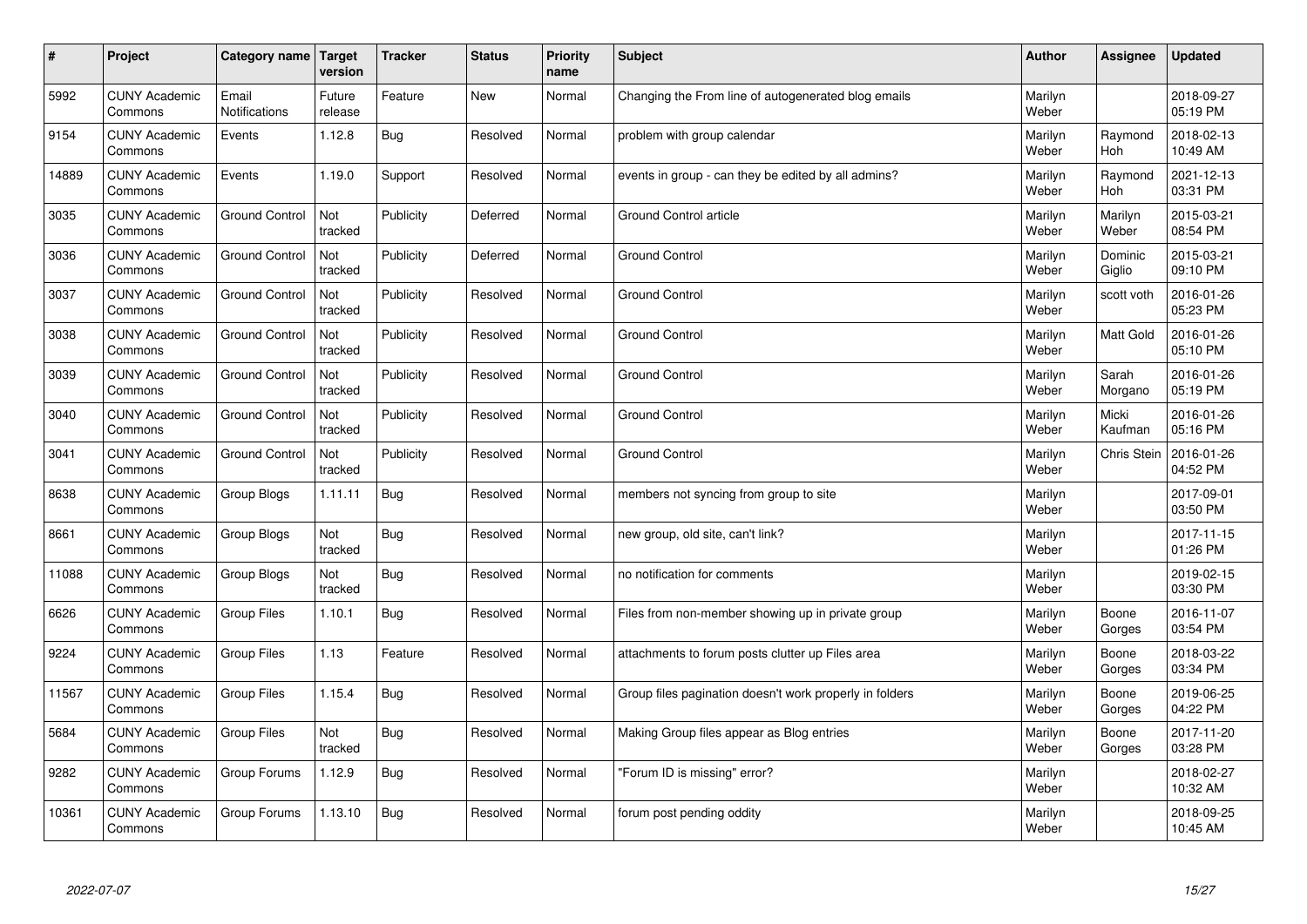| # | Project | Category name | Target version | Tracker | Status | Priority name | Subject | Author | Assignee | Updated |
|---|---|---|---|---|---|---|---|---|---|---|
| 5992 | CUNY Academic Commons | Email Notifications | Future release | Feature | New | Normal | Changing the From line of autogenerated blog emails | Marilyn Weber | | 2018-09-27 05:19 PM |
| 9154 | CUNY Academic Commons | Events | 1.12.8 | Bug | Resolved | Normal | problem with group calendar | Marilyn Weber | Raymond Hoh | 2018-02-13 10:49 AM |
| 14889 | CUNY Academic Commons | Events | 1.19.0 | Support | Resolved | Normal | events in group - can they be edited by all admins? | Marilyn Weber | Raymond Hoh | 2021-12-13 03:31 PM |
| 3035 | CUNY Academic Commons | Ground Control | Not tracked | Publicity | Deferred | Normal | Ground Control article | Marilyn Weber | Marilyn Weber | 2015-03-21 08:54 PM |
| 3036 | CUNY Academic Commons | Ground Control | Not tracked | Publicity | Deferred | Normal | Ground Control | Marilyn Weber | Dominic Giglio | 2015-03-21 09:10 PM |
| 3037 | CUNY Academic Commons | Ground Control | Not tracked | Publicity | Resolved | Normal | Ground Control | Marilyn Weber | scott voth | 2016-01-26 05:23 PM |
| 3038 | CUNY Academic Commons | Ground Control | Not tracked | Publicity | Resolved | Normal | Ground Control | Marilyn Weber | Matt Gold | 2016-01-26 05:10 PM |
| 3039 | CUNY Academic Commons | Ground Control | Not tracked | Publicity | Resolved | Normal | Ground Control | Marilyn Weber | Sarah Morgano | 2016-01-26 05:19 PM |
| 3040 | CUNY Academic Commons | Ground Control | Not tracked | Publicity | Resolved | Normal | Ground Control | Marilyn Weber | Micki Kaufman | 2016-01-26 05:16 PM |
| 3041 | CUNY Academic Commons | Ground Control | Not tracked | Publicity | Resolved | Normal | Ground Control | Marilyn Weber | Chris Stein | 2016-01-26 04:52 PM |
| 8638 | CUNY Academic Commons | Group Blogs | 1.11.11 | Bug | Resolved | Normal | members not syncing from group to site | Marilyn Weber | | 2017-09-01 03:50 PM |
| 8661 | CUNY Academic Commons | Group Blogs | Not tracked | Bug | Resolved | Normal | new group, old site, can't link? | Marilyn Weber | | 2017-11-15 01:26 PM |
| 11088 | CUNY Academic Commons | Group Blogs | Not tracked | Bug | Resolved | Normal | no notification for comments | Marilyn Weber | | 2019-02-15 03:30 PM |
| 6626 | CUNY Academic Commons | Group Files | 1.10.1 | Bug | Resolved | Normal | Files from non-member showing up in private group | Marilyn Weber | Boone Gorges | 2016-11-07 03:54 PM |
| 9224 | CUNY Academic Commons | Group Files | 1.13 | Feature | Resolved | Normal | attachments to forum posts clutter up Files area | Marilyn Weber | Boone Gorges | 2018-03-22 03:34 PM |
| 11567 | CUNY Academic Commons | Group Files | 1.15.4 | Bug | Resolved | Normal | Group files pagination doesn't work properly in folders | Marilyn Weber | Boone Gorges | 2019-06-25 04:22 PM |
| 5684 | CUNY Academic Commons | Group Files | Not tracked | Bug | Resolved | Normal | Making Group files appear as Blog entries | Marilyn Weber | Boone Gorges | 2017-11-20 03:28 PM |
| 9282 | CUNY Academic Commons | Group Forums | 1.12.9 | Bug | Resolved | Normal | "Forum ID is missing" error? | Marilyn Weber | | 2018-02-27 10:32 AM |
| 10361 | CUNY Academic Commons | Group Forums | 1.13.10 | Bug | Resolved | Normal | forum post pending oddity | Marilyn Weber | | 2018-09-25 10:45 AM |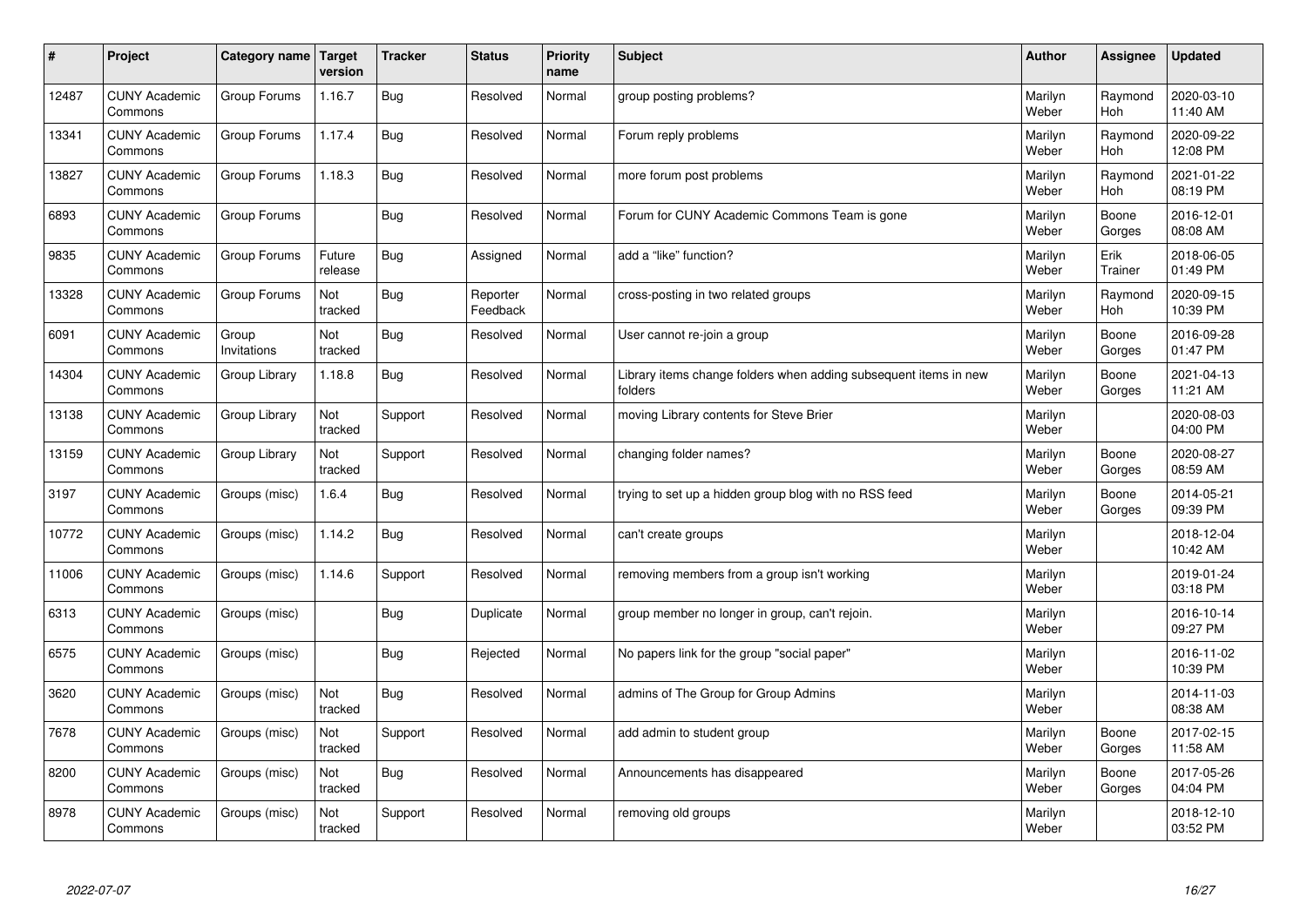| # | Project | Category name | Target version | Tracker | Status | Priority name | Subject | Author | Assignee | Updated |
|---|---|---|---|---|---|---|---|---|---|---|
| 12487 | CUNY Academic Commons | Group Forums | 1.16.7 | Bug | Resolved | Normal | group posting problems? | Marilyn Weber | Raymond Hoh | 2020-03-10 11:40 AM |
| 13341 | CUNY Academic Commons | Group Forums | 1.17.4 | Bug | Resolved | Normal | Forum reply problems | Marilyn Weber | Raymond Hoh | 2020-09-22 12:08 PM |
| 13827 | CUNY Academic Commons | Group Forums | 1.18.3 | Bug | Resolved | Normal | more forum post problems | Marilyn Weber | Raymond Hoh | 2021-01-22 08:19 PM |
| 6893 | CUNY Academic Commons | Group Forums | | Bug | Resolved | Normal | Forum for CUNY Academic Commons Team is gone | Marilyn Weber | Boone Gorges | 2016-12-01 08:08 AM |
| 9835 | CUNY Academic Commons | Group Forums | Future release | Bug | Assigned | Normal | add a "like" function? | Marilyn Weber | Erik Trainer | 2018-06-05 01:49 PM |
| 13328 | CUNY Academic Commons | Group Forums | Not tracked | Bug | Reporter Feedback | Normal | cross-posting in two related groups | Marilyn Weber | Raymond Hoh | 2020-09-15 10:39 PM |
| 6091 | CUNY Academic Commons | Group Invitations | Not tracked | Bug | Resolved | Normal | User cannot re-join a group | Marilyn Weber | Boone Gorges | 2016-09-28 01:47 PM |
| 14304 | CUNY Academic Commons | Group Library | 1.18.8 | Bug | Resolved | Normal | Library items change folders when adding subsequent items in new folders | Marilyn Weber | Boone Gorges | 2021-04-13 11:21 AM |
| 13138 | CUNY Academic Commons | Group Library | Not tracked | Support | Resolved | Normal | moving Library contents for Steve Brier | Marilyn Weber | | 2020-08-03 04:00 PM |
| 13159 | CUNY Academic Commons | Group Library | Not tracked | Support | Resolved | Normal | changing folder names? | Marilyn Weber | Boone Gorges | 2020-08-27 08:59 AM |
| 3197 | CUNY Academic Commons | Groups (misc) | 1.6.4 | Bug | Resolved | Normal | trying to set up a hidden group blog with no RSS feed | Marilyn Weber | Boone Gorges | 2014-05-21 09:39 PM |
| 10772 | CUNY Academic Commons | Groups (misc) | 1.14.2 | Bug | Resolved | Normal | can't create groups | Marilyn Weber | | 2018-12-04 10:42 AM |
| 11006 | CUNY Academic Commons | Groups (misc) | 1.14.6 | Support | Resolved | Normal | removing members from a group isn't working | Marilyn Weber | | 2019-01-24 03:18 PM |
| 6313 | CUNY Academic Commons | Groups (misc) | | Bug | Duplicate | Normal | group member no longer in group, can't rejoin. | Marilyn Weber | | 2016-10-14 09:27 PM |
| 6575 | CUNY Academic Commons | Groups (misc) | | Bug | Rejected | Normal | No papers link for the group "social paper" | Marilyn Weber | | 2016-11-02 10:39 PM |
| 3620 | CUNY Academic Commons | Groups (misc) | Not tracked | Bug | Resolved | Normal | admins of The Group for Group Admins | Marilyn Weber | | 2014-11-03 08:38 AM |
| 7678 | CUNY Academic Commons | Groups (misc) | Not tracked | Support | Resolved | Normal | add admin to student group | Marilyn Weber | Boone Gorges | 2017-02-15 11:58 AM |
| 8200 | CUNY Academic Commons | Groups (misc) | Not tracked | Bug | Resolved | Normal | Announcements has disappeared | Marilyn Weber | Boone Gorges | 2017-05-26 04:04 PM |
| 8978 | CUNY Academic Commons | Groups (misc) | Not tracked | Support | Resolved | Normal | removing old groups | Marilyn Weber | | 2018-12-10 03:52 PM |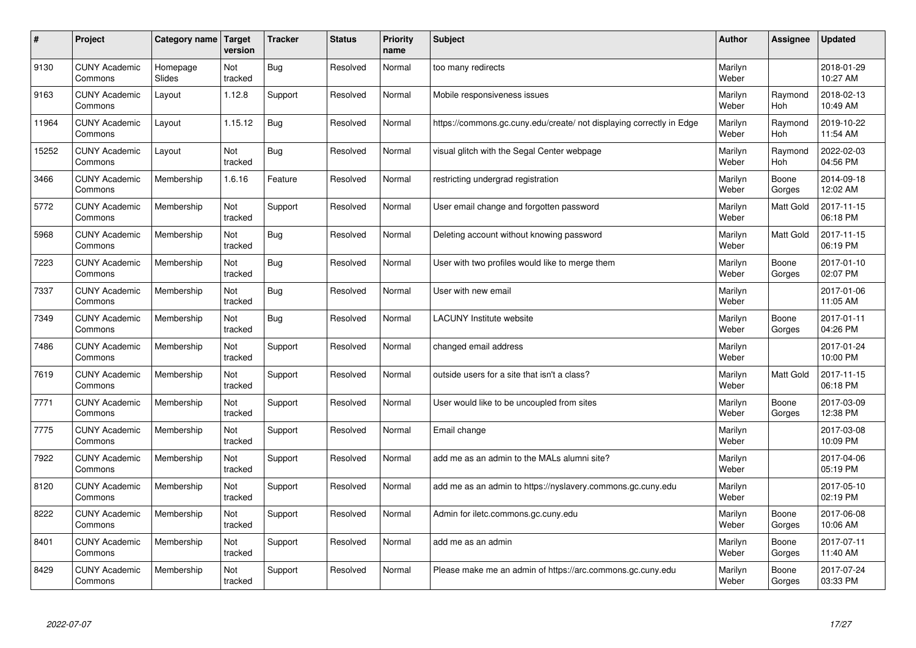| # | Project | Category name | Target version | Tracker | Status | Priority name | Subject | Author | Assignee | Updated |
|---|---|---|---|---|---|---|---|---|---|---|
| 9130 | CUNY Academic Commons | Homepage Slides | Not tracked | Bug | Resolved | Normal | too many redirects | Marilyn Weber | | 2018-01-29 10:27 AM |
| 9163 | CUNY Academic Commons | Layout | 1.12.8 | Support | Resolved | Normal | Mobile responsiveness issues | Marilyn Weber | Raymond Hoh | 2018-02-13 10:49 AM |
| 11964 | CUNY Academic Commons | Layout | 1.15.12 | Bug | Resolved | Normal | https://commons.gc.cuny.edu/create/ not displaying correctly in Edge | Marilyn Weber | Raymond Hoh | 2019-10-22 11:54 AM |
| 15252 | CUNY Academic Commons | Layout | Not tracked | Bug | Resolved | Normal | visual glitch with the Segal Center webpage | Marilyn Weber | Raymond Hoh | 2022-02-03 04:56 PM |
| 3466 | CUNY Academic Commons | Membership | 1.6.16 | Feature | Resolved | Normal | restricting undergrad registration | Marilyn Weber | Boone Gorges | 2014-09-18 12:02 AM |
| 5772 | CUNY Academic Commons | Membership | Not tracked | Support | Resolved | Normal | User email change and forgotten password | Marilyn Weber | Matt Gold | 2017-11-15 06:18 PM |
| 5968 | CUNY Academic Commons | Membership | Not tracked | Bug | Resolved | Normal | Deleting account without knowing password | Marilyn Weber | Matt Gold | 2017-11-15 06:19 PM |
| 7223 | CUNY Academic Commons | Membership | Not tracked | Bug | Resolved | Normal | User with two profiles would like to merge them | Marilyn Weber | Boone Gorges | 2017-01-10 02:07 PM |
| 7337 | CUNY Academic Commons | Membership | Not tracked | Bug | Resolved | Normal | User with new email | Marilyn Weber | | 2017-01-06 11:05 AM |
| 7349 | CUNY Academic Commons | Membership | Not tracked | Bug | Resolved | Normal | LACUNY Institute website | Marilyn Weber | Boone Gorges | 2017-01-11 04:26 PM |
| 7486 | CUNY Academic Commons | Membership | Not tracked | Support | Resolved | Normal | changed email address | Marilyn Weber | | 2017-01-24 10:00 PM |
| 7619 | CUNY Academic Commons | Membership | Not tracked | Support | Resolved | Normal | outside users for a site that isn't a class? | Marilyn Weber | Matt Gold | 2017-11-15 06:18 PM |
| 7771 | CUNY Academic Commons | Membership | Not tracked | Support | Resolved | Normal | User would like to be uncoupled from sites | Marilyn Weber | Boone Gorges | 2017-03-09 12:38 PM |
| 7775 | CUNY Academic Commons | Membership | Not tracked | Support | Resolved | Normal | Email change | Marilyn Weber | | 2017-03-08 10:09 PM |
| 7922 | CUNY Academic Commons | Membership | Not tracked | Support | Resolved | Normal | add me as an admin to the MALs alumni site? | Marilyn Weber | | 2017-04-06 05:19 PM |
| 8120 | CUNY Academic Commons | Membership | Not tracked | Support | Resolved | Normal | add me as an admin to https://nyslavery.commons.gc.cuny.edu | Marilyn Weber | | 2017-05-10 02:19 PM |
| 8222 | CUNY Academic Commons | Membership | Not tracked | Support | Resolved | Normal | Admin for iletc.commons.gc.cuny.edu | Marilyn Weber | Boone Gorges | 2017-06-08 10:06 AM |
| 8401 | CUNY Academic Commons | Membership | Not tracked | Support | Resolved | Normal | add me as an admin | Marilyn Weber | Boone Gorges | 2017-07-11 11:40 AM |
| 8429 | CUNY Academic Commons | Membership | Not tracked | Support | Resolved | Normal | Please make me an admin of https://arc.commons.gc.cuny.edu | Marilyn Weber | Boone Gorges | 2017-07-24 03:33 PM |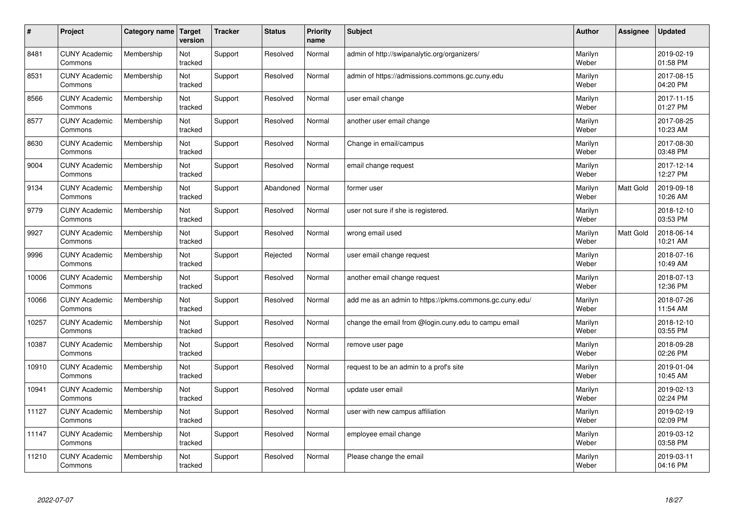| # | Project | Category name | Target version | Tracker | Status | Priority name | Subject | Author | Assignee | Updated |
|---|---|---|---|---|---|---|---|---|---|---|
| 8481 | CUNY Academic Commons | Membership | Not tracked | Support | Resolved | Normal | admin of http://swipanalytic.org/organizers/ | Marilyn Weber | | 2019-02-19 01:58 PM |
| 8531 | CUNY Academic Commons | Membership | Not tracked | Support | Resolved | Normal | admin of https://admissions.commons.gc.cuny.edu | Marilyn Weber | | 2017-08-15 04:20 PM |
| 8566 | CUNY Academic Commons | Membership | Not tracked | Support | Resolved | Normal | user email change | Marilyn Weber | | 2017-11-15 01:27 PM |
| 8577 | CUNY Academic Commons | Membership | Not tracked | Support | Resolved | Normal | another user email change | Marilyn Weber | | 2017-08-25 10:23 AM |
| 8630 | CUNY Academic Commons | Membership | Not tracked | Support | Resolved | Normal | Change in email/campus | Marilyn Weber | | 2017-08-30 03:48 PM |
| 9004 | CUNY Academic Commons | Membership | Not tracked | Support | Resolved | Normal | email change request | Marilyn Weber | | 2017-12-14 12:27 PM |
| 9134 | CUNY Academic Commons | Membership | Not tracked | Support | Abandoned | Normal | former user | Marilyn Weber | Matt Gold | 2019-09-18 10:26 AM |
| 9779 | CUNY Academic Commons | Membership | Not tracked | Support | Resolved | Normal | user not sure if she is registered. | Marilyn Weber | | 2018-12-10 03:53 PM |
| 9927 | CUNY Academic Commons | Membership | Not tracked | Support | Resolved | Normal | wrong email used | Marilyn Weber | Matt Gold | 2018-06-14 10:21 AM |
| 9996 | CUNY Academic Commons | Membership | Not tracked | Support | Rejected | Normal | user email change request | Marilyn Weber | | 2018-07-16 10:49 AM |
| 10006 | CUNY Academic Commons | Membership | Not tracked | Support | Resolved | Normal | another email change request | Marilyn Weber | | 2018-07-13 12:36 PM |
| 10066 | CUNY Academic Commons | Membership | Not tracked | Support | Resolved | Normal | add me as an admin to https://pkms.commons.gc.cuny.edu/ | Marilyn Weber | | 2018-07-26 11:54 AM |
| 10257 | CUNY Academic Commons | Membership | Not tracked | Support | Resolved | Normal | change the email from @login.cuny.edu to campu email | Marilyn Weber | | 2018-12-10 03:55 PM |
| 10387 | CUNY Academic Commons | Membership | Not tracked | Support | Resolved | Normal | remove user page | Marilyn Weber | | 2018-09-28 02:26 PM |
| 10910 | CUNY Academic Commons | Membership | Not tracked | Support | Resolved | Normal | request to be an admin to a prof's site | Marilyn Weber | | 2019-01-04 10:45 AM |
| 10941 | CUNY Academic Commons | Membership | Not tracked | Support | Resolved | Normal | update user email | Marilyn Weber | | 2019-02-13 02:24 PM |
| 11127 | CUNY Academic Commons | Membership | Not tracked | Support | Resolved | Normal | user with new campus affiliation | Marilyn Weber | | 2019-02-19 02:09 PM |
| 11147 | CUNY Academic Commons | Membership | Not tracked | Support | Resolved | Normal | employee email change | Marilyn Weber | | 2019-03-12 03:58 PM |
| 11210 | CUNY Academic Commons | Membership | Not tracked | Support | Resolved | Normal | Please change the email | Marilyn Weber | | 2019-03-11 04:16 PM |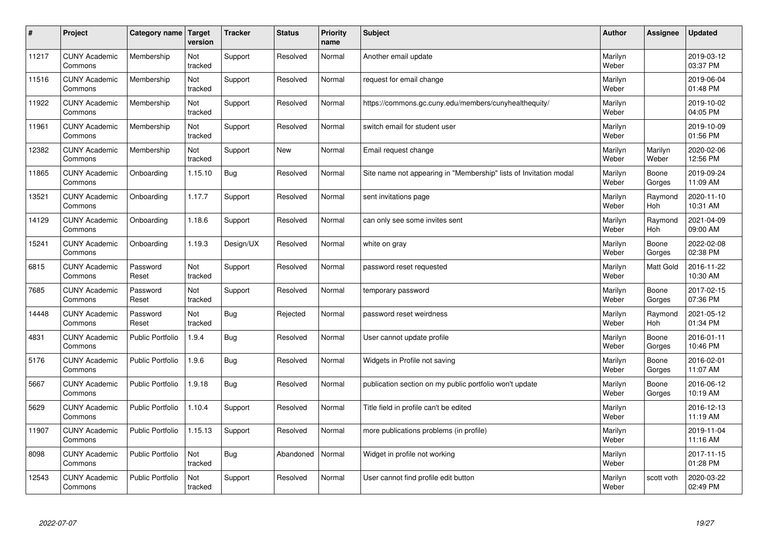| # | Project | Category name | Target version | Tracker | Status | Priority name | Subject | Author | Assignee | Updated |
|---|---|---|---|---|---|---|---|---|---|---|
| 11217 | CUNY Academic Commons | Membership | Not tracked | Support | Resolved | Normal | Another email update | Marilyn Weber | | 2019-03-12 03:37 PM |
| 11516 | CUNY Academic Commons | Membership | Not tracked | Support | Resolved | Normal | request for email change | Marilyn Weber | | 2019-06-04 01:48 PM |
| 11922 | CUNY Academic Commons | Membership | Not tracked | Support | Resolved | Normal | https://commons.gc.cuny.edu/members/cunyhealthequity/ | Marilyn Weber | | 2019-10-02 04:05 PM |
| 11961 | CUNY Academic Commons | Membership | Not tracked | Support | Resolved | Normal | switch email for student user | Marilyn Weber | | 2019-10-09 01:56 PM |
| 12382 | CUNY Academic Commons | Membership | Not tracked | Support | New | Normal | Email request change | Marilyn Weber | Marilyn Weber | 2020-02-06 12:56 PM |
| 11865 | CUNY Academic Commons | Onboarding | 1.15.10 | Bug | Resolved | Normal | Site name not appearing in "Membership" lists of Invitation modal | Marilyn Weber | Boone Gorges | 2019-09-24 11:09 AM |
| 13521 | CUNY Academic Commons | Onboarding | 1.17.7 | Support | Resolved | Normal | sent invitations page | Marilyn Weber | Raymond Hoh | 2020-11-10 10:31 AM |
| 14129 | CUNY Academic Commons | Onboarding | 1.18.6 | Support | Resolved | Normal | can only see some invites sent | Marilyn Weber | Raymond Hoh | 2021-04-09 09:00 AM |
| 15241 | CUNY Academic Commons | Onboarding | 1.19.3 | Design/UX | Resolved | Normal | white on gray | Marilyn Weber | Boone Gorges | 2022-02-08 02:38 PM |
| 6815 | CUNY Academic Commons | Password Reset | Not tracked | Support | Resolved | Normal | password reset requested | Marilyn Weber | Matt Gold | 2016-11-22 10:30 AM |
| 7685 | CUNY Academic Commons | Password Reset | Not tracked | Support | Resolved | Normal | temporary password | Marilyn Weber | Boone Gorges | 2017-02-15 07:36 PM |
| 14448 | CUNY Academic Commons | Password Reset | Not tracked | Bug | Rejected | Normal | password reset weirdness | Marilyn Weber | Raymond Hoh | 2021-05-12 01:34 PM |
| 4831 | CUNY Academic Commons | Public Portfolio | 1.9.4 | Bug | Resolved | Normal | User cannot update profile | Marilyn Weber | Boone Gorges | 2016-01-11 10:46 PM |
| 5176 | CUNY Academic Commons | Public Portfolio | 1.9.6 | Bug | Resolved | Normal | Widgets in Profile not saving | Marilyn Weber | Boone Gorges | 2016-02-01 11:07 AM |
| 5667 | CUNY Academic Commons | Public Portfolio | 1.9.18 | Bug | Resolved | Normal | publication section on my public portfolio won't update | Marilyn Weber | Boone Gorges | 2016-06-12 10:19 AM |
| 5629 | CUNY Academic Commons | Public Portfolio | 1.10.4 | Support | Resolved | Normal | Title field in profile can't be edited | Marilyn Weber | | 2016-12-13 11:19 AM |
| 11907 | CUNY Academic Commons | Public Portfolio | 1.15.13 | Support | Resolved | Normal | more publications problems (in profile) | Marilyn Weber | | 2019-11-04 11:16 AM |
| 8098 | CUNY Academic Commons | Public Portfolio | Not tracked | Bug | Abandoned | Normal | Widget in profile not working | Marilyn Weber | | 2017-11-15 01:28 PM |
| 12543 | CUNY Academic Commons | Public Portfolio | Not tracked | Support | Resolved | Normal | User cannot find profile edit button | Marilyn Weber | scott voth | 2020-03-22 02:49 PM |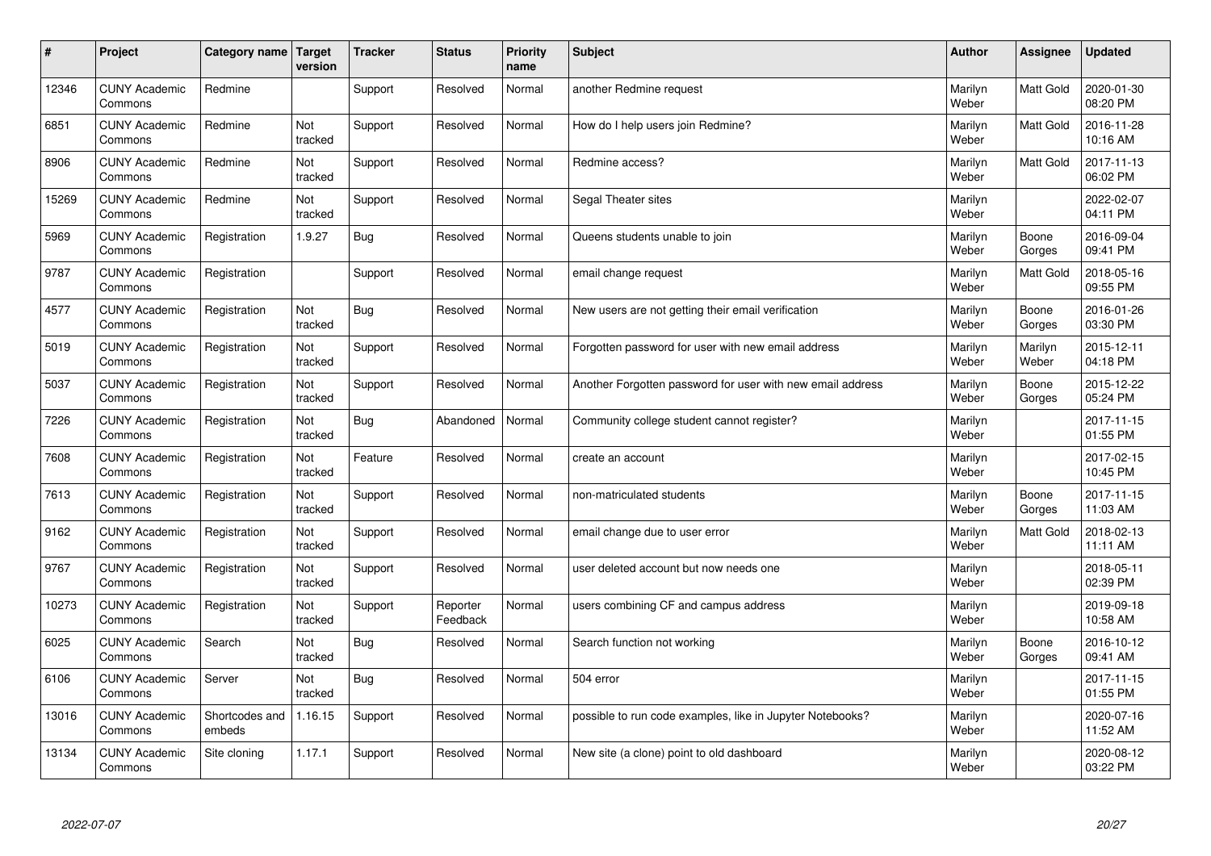| # | Project | Category name | Target version | Tracker | Status | Priority name | Subject | Author | Assignee | Updated |
|---|---|---|---|---|---|---|---|---|---|---|
| 12346 | CUNY Academic Commons | Redmine | | Support | Resolved | Normal | another Redmine request | Marilyn Weber | Matt Gold | 2020-01-30 08:20 PM |
| 6851 | CUNY Academic Commons | Redmine | Not tracked | Support | Resolved | Normal | How do I help users join Redmine? | Marilyn Weber | Matt Gold | 2016-11-28 10:16 AM |
| 8906 | CUNY Academic Commons | Redmine | Not tracked | Support | Resolved | Normal | Redmine access? | Marilyn Weber | Matt Gold | 2017-11-13 06:02 PM |
| 15269 | CUNY Academic Commons | Redmine | Not tracked | Support | Resolved | Normal | Segal Theater sites | Marilyn Weber | | 2022-02-07 04:11 PM |
| 5969 | CUNY Academic Commons | Registration | 1.9.27 | Bug | Resolved | Normal | Queens students unable to join | Marilyn Weber | Boone Gorges | 2016-09-04 09:41 PM |
| 9787 | CUNY Academic Commons | Registration | | Support | Resolved | Normal | email change request | Marilyn Weber | Matt Gold | 2018-05-16 09:55 PM |
| 4577 | CUNY Academic Commons | Registration | Not tracked | Bug | Resolved | Normal | New users are not getting their email verification | Marilyn Weber | Boone Gorges | 2016-01-26 03:30 PM |
| 5019 | CUNY Academic Commons | Registration | Not tracked | Support | Resolved | Normal | Forgotten password for user with new email address | Marilyn Weber | Marilyn Weber | 2015-12-11 04:18 PM |
| 5037 | CUNY Academic Commons | Registration | Not tracked | Support | Resolved | Normal | Another Forgotten password for user with new email address | Marilyn Weber | Boone Gorges | 2015-12-22 05:24 PM |
| 7226 | CUNY Academic Commons | Registration | Not tracked | Bug | Abandoned | Normal | Community college student cannot register? | Marilyn Weber | | 2017-11-15 01:55 PM |
| 7608 | CUNY Academic Commons | Registration | Not tracked | Feature | Resolved | Normal | create an account | Marilyn Weber | | 2017-02-15 10:45 PM |
| 7613 | CUNY Academic Commons | Registration | Not tracked | Support | Resolved | Normal | non-matriculated students | Marilyn Weber | Boone Gorges | 2017-11-15 11:03 AM |
| 9162 | CUNY Academic Commons | Registration | Not tracked | Support | Resolved | Normal | email change due to user error | Marilyn Weber | Matt Gold | 2018-02-13 11:11 AM |
| 9767 | CUNY Academic Commons | Registration | Not tracked | Support | Resolved | Normal | user deleted account but now needs one | Marilyn Weber | | 2018-05-11 02:39 PM |
| 10273 | CUNY Academic Commons | Registration | Not tracked | Support | Reporter Feedback | Normal | users combining CF and campus address | Marilyn Weber | | 2019-09-18 10:58 AM |
| 6025 | CUNY Academic Commons | Search | Not tracked | Bug | Resolved | Normal | Search function not working | Marilyn Weber | Boone Gorges | 2016-10-12 09:41 AM |
| 6106 | CUNY Academic Commons | Server | Not tracked | Bug | Resolved | Normal | 504 error | Marilyn Weber | | 2017-11-15 01:55 PM |
| 13016 | CUNY Academic Commons | Shortcodes and embeds | 1.16.15 | Support | Resolved | Normal | possible to run code examples, like in Jupyter Notebooks? | Marilyn Weber | | 2020-07-16 11:52 AM |
| 13134 | CUNY Academic Commons | Site cloning | 1.17.1 | Support | Resolved | Normal | New site (a clone) point to old dashboard | Marilyn Weber | | 2020-08-12 03:22 PM |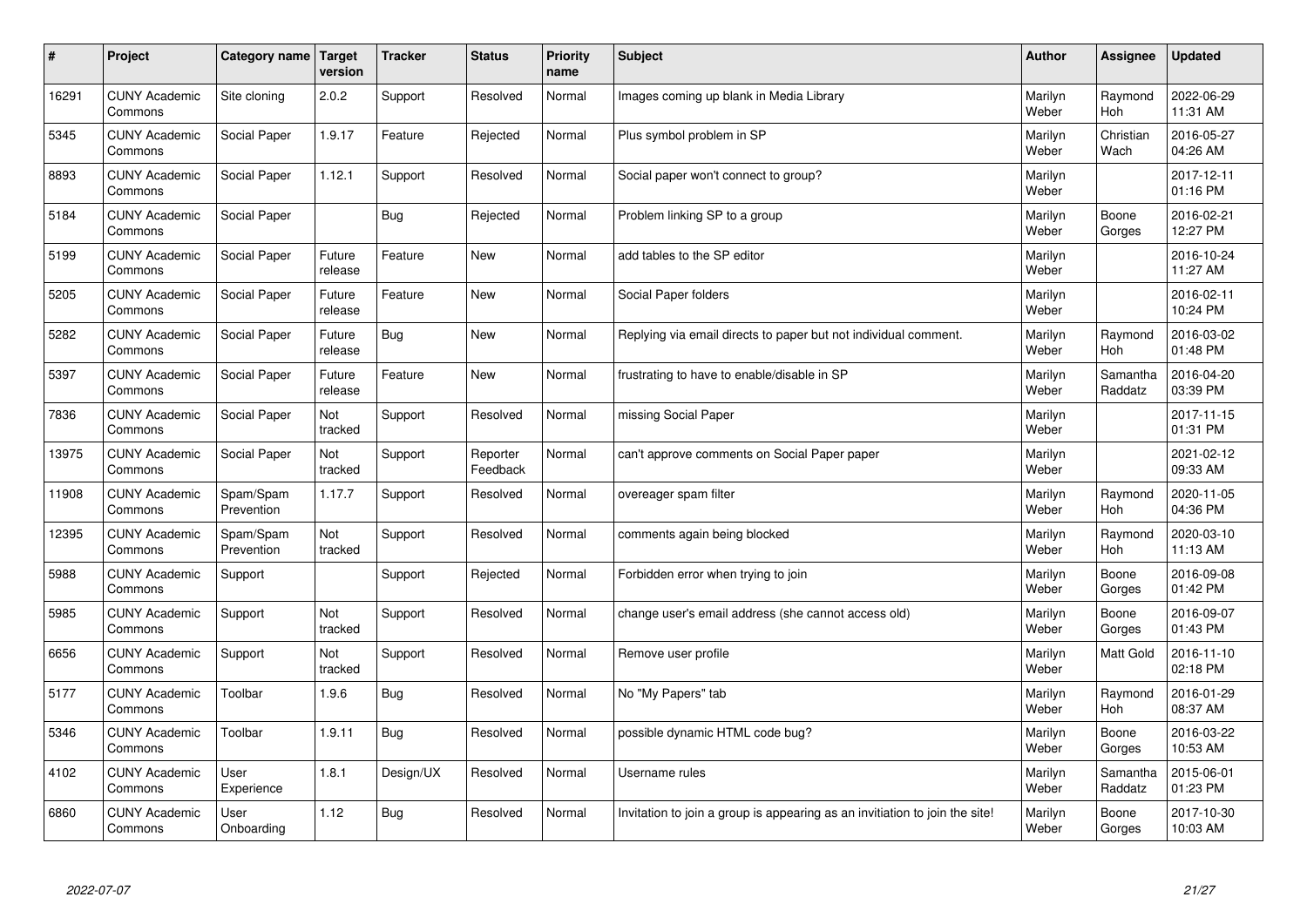| # | Project | Category name | Target version | Tracker | Status | Priority name | Subject | Author | Assignee | Updated |
|---|---|---|---|---|---|---|---|---|---|---|
| 16291 | CUNY Academic Commons | Site cloning | 2.0.2 | Support | Resolved | Normal | Images coming up blank in Media Library | Marilyn Weber | Raymond Hoh | 2022-06-29 11:31 AM |
| 5345 | CUNY Academic Commons | Social Paper | 1.9.17 | Feature | Rejected | Normal | Plus symbol problem in SP | Marilyn Weber | Christian Wach | 2016-05-27 04:26 AM |
| 8893 | CUNY Academic Commons | Social Paper | 1.12.1 | Support | Resolved | Normal | Social paper won't connect to group? | Marilyn Weber | | 2017-12-11 01:16 PM |
| 5184 | CUNY Academic Commons | Social Paper | | Bug | Rejected | Normal | Problem linking SP to a group | Marilyn Weber | Boone Gorges | 2016-02-21 12:27 PM |
| 5199 | CUNY Academic Commons | Social Paper | Future release | Feature | New | Normal | add tables to the SP editor | Marilyn Weber | | 2016-10-24 11:27 AM |
| 5205 | CUNY Academic Commons | Social Paper | Future release | Feature | New | Normal | Social Paper folders | Marilyn Weber | | 2016-02-11 10:24 PM |
| 5282 | CUNY Academic Commons | Social Paper | Future release | Bug | New | Normal | Replying via email directs to paper but not individual comment. | Marilyn Weber | Raymond Hoh | 2016-03-02 01:48 PM |
| 5397 | CUNY Academic Commons | Social Paper | Future release | Feature | New | Normal | frustrating to have to enable/disable in SP | Marilyn Weber | Samantha Raddatz | 2016-04-20 03:39 PM |
| 7836 | CUNY Academic Commons | Social Paper | Not tracked | Support | Resolved | Normal | missing Social Paper | Marilyn Weber | | 2017-11-15 01:31 PM |
| 13975 | CUNY Academic Commons | Social Paper | Not tracked | Support | Reporter Feedback | Normal | can't approve comments on Social Paper paper | Marilyn Weber | | 2021-02-12 09:33 AM |
| 11908 | CUNY Academic Commons | Spam/Spam Prevention | 1.17.7 | Support | Resolved | Normal | overeager spam filter | Marilyn Weber | Raymond Hoh | 2020-11-05 04:36 PM |
| 12395 | CUNY Academic Commons | Spam/Spam Prevention | Not tracked | Support | Resolved | Normal | comments again being blocked | Marilyn Weber | Raymond Hoh | 2020-03-10 11:13 AM |
| 5988 | CUNY Academic Commons | Support | | Support | Rejected | Normal | Forbidden error when trying to join | Marilyn Weber | Boone Gorges | 2016-09-08 01:42 PM |
| 5985 | CUNY Academic Commons | Support | Not tracked | Support | Resolved | Normal | change user's email address (she cannot access old) | Marilyn Weber | Boone Gorges | 2016-09-07 01:43 PM |
| 6656 | CUNY Academic Commons | Support | Not tracked | Support | Resolved | Normal | Remove user profile | Marilyn Weber | Matt Gold | 2016-11-10 02:18 PM |
| 5177 | CUNY Academic Commons | Toolbar | 1.9.6 | Bug | Resolved | Normal | No "My Papers" tab | Marilyn Weber | Raymond Hoh | 2016-01-29 08:37 AM |
| 5346 | CUNY Academic Commons | Toolbar | 1.9.11 | Bug | Resolved | Normal | possible dynamic HTML code bug? | Marilyn Weber | Boone Gorges | 2016-03-22 10:53 AM |
| 4102 | CUNY Academic Commons | User Experience | 1.8.1 | Design/UX | Resolved | Normal | Username rules | Marilyn Weber | Samantha Raddatz | 2015-06-01 01:23 PM |
| 6860 | CUNY Academic Commons | User Onboarding | 1.12 | Bug | Resolved | Normal | Invitation to join a group is appearing as an invitiation to join the site! | Marilyn Weber | Boone Gorges | 2017-10-30 10:03 AM |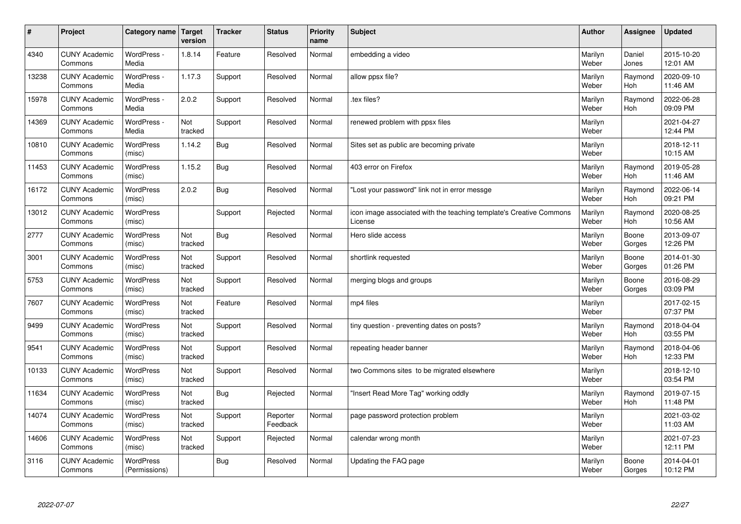| # | Project | Category name | Target version | Tracker | Status | Priority name | Subject | Author | Assignee | Updated |
|---|---|---|---|---|---|---|---|---|---|---|
| 4340 | CUNY Academic Commons | WordPress - Media | 1.8.14 | Feature | Resolved | Normal | embedding a video | Marilyn Weber | Daniel Jones | 2015-10-20 12:01 AM |
| 13238 | CUNY Academic Commons | WordPress - Media | 1.17.3 | Support | Resolved | Normal | allow ppsx file? | Marilyn Weber | Raymond Hoh | 2020-09-10 11:46 AM |
| 15978 | CUNY Academic Commons | WordPress - Media | 2.0.2 | Support | Resolved | Normal | .tex files? | Marilyn Weber | Raymond Hoh | 2022-06-28 09:09 PM |
| 14369 | CUNY Academic Commons | WordPress - Media | Not tracked | Support | Resolved | Normal | renewed problem with ppsx files | Marilyn Weber | | 2021-04-27 12:44 PM |
| 10810 | CUNY Academic Commons | WordPress (misc) | 1.14.2 | Bug | Resolved | Normal | Sites set as public are becoming private | Marilyn Weber | | 2018-12-11 10:15 AM |
| 11453 | CUNY Academic Commons | WordPress (misc) | 1.15.2 | Bug | Resolved | Normal | 403 error on Firefox | Marilyn Weber | Raymond Hoh | 2019-05-28 11:46 AM |
| 16172 | CUNY Academic Commons | WordPress (misc) | 2.0.2 | Bug | Resolved | Normal | "Lost your password" link not in error messge | Marilyn Weber | Raymond Hoh | 2022-06-14 09:21 PM |
| 13012 | CUNY Academic Commons | WordPress (misc) | | Support | Rejected | Normal | icon image associated with the teaching template's Creative Commons License | Marilyn Weber | Raymond Hoh | 2020-08-25 10:56 AM |
| 2777 | CUNY Academic Commons | WordPress (misc) | Not tracked | Bug | Resolved | Normal | Hero slide access | Marilyn Weber | Boone Gorges | 2013-09-07 12:26 PM |
| 3001 | CUNY Academic Commons | WordPress (misc) | Not tracked | Support | Resolved | Normal | shortlink requested | Marilyn Weber | Boone Gorges | 2014-01-30 01:26 PM |
| 5753 | CUNY Academic Commons | WordPress (misc) | Not tracked | Support | Resolved | Normal | merging blogs and groups | Marilyn Weber | Boone Gorges | 2016-08-29 03:09 PM |
| 7607 | CUNY Academic Commons | WordPress (misc) | Not tracked | Feature | Resolved | Normal | mp4 files | Marilyn Weber | | 2017-02-15 07:37 PM |
| 9499 | CUNY Academic Commons | WordPress (misc) | Not tracked | Support | Resolved | Normal | tiny question - preventing dates on posts? | Marilyn Weber | Raymond Hoh | 2018-04-04 03:55 PM |
| 9541 | CUNY Academic Commons | WordPress (misc) | Not tracked | Support | Resolved | Normal | repeating header banner | Marilyn Weber | Raymond Hoh | 2018-04-06 12:33 PM |
| 10133 | CUNY Academic Commons | WordPress (misc) | Not tracked | Support | Resolved | Normal | two Commons sites to be migrated elsewhere | Marilyn Weber | | 2018-12-10 03:54 PM |
| 11634 | CUNY Academic Commons | WordPress (misc) | Not tracked | Bug | Rejected | Normal | "Insert Read More Tag" working oddly | Marilyn Weber | Raymond Hoh | 2019-07-15 11:48 PM |
| 14074 | CUNY Academic Commons | WordPress (misc) | Not tracked | Support | Reporter Feedback | Normal | page password protection problem | Marilyn Weber | | 2021-03-02 11:03 AM |
| 14606 | CUNY Academic Commons | WordPress (misc) | Not tracked | Support | Rejected | Normal | calendar wrong month | Marilyn Weber | | 2021-07-23 12:11 PM |
| 3116 | CUNY Academic Commons | WordPress (Permissions) | | Bug | Resolved | Normal | Updating the FAQ page | Marilyn Weber | Boone Gorges | 2014-04-01 10:12 PM |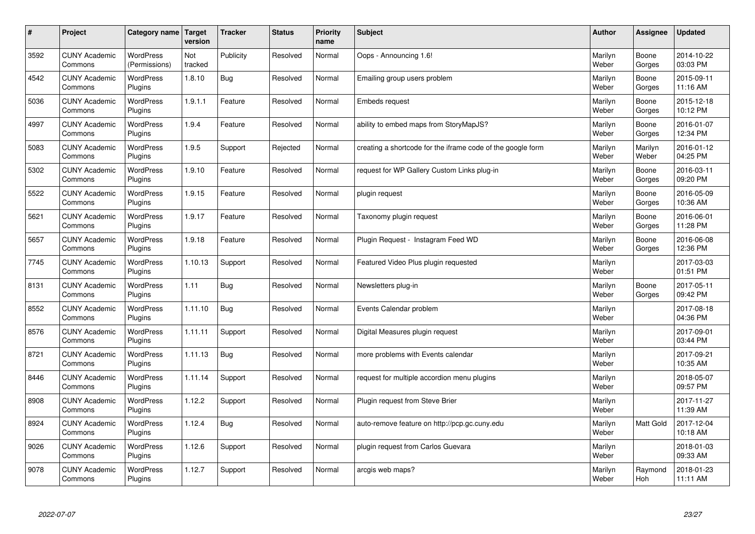| # | Project | Category name | Target version | Tracker | Status | Priority name | Subject | Author | Assignee | Updated |
|---|---|---|---|---|---|---|---|---|---|---|
| 3592 | CUNY Academic Commons | WordPress (Permissions) | Not tracked | Publicity | Resolved | Normal | Oops - Announcing 1.6! | Marilyn Weber | Boone Gorges | 2014-10-22 03:03 PM |
| 4542 | CUNY Academic Commons | WordPress Plugins | 1.8.10 | Bug | Resolved | Normal | Emailing group users problem | Marilyn Weber | Boone Gorges | 2015-09-11 11:16 AM |
| 5036 | CUNY Academic Commons | WordPress Plugins | 1.9.1.1 | Feature | Resolved | Normal | Embeds request | Marilyn Weber | Boone Gorges | 2015-12-18 10:12 PM |
| 4997 | CUNY Academic Commons | WordPress Plugins | 1.9.4 | Feature | Resolved | Normal | ability to embed maps from StoryMapJS? | Marilyn Weber | Boone Gorges | 2016-01-07 12:34 PM |
| 5083 | CUNY Academic Commons | WordPress Plugins | 1.9.5 | Support | Rejected | Normal | creating a shortcode for the iframe code of the google form | Marilyn Weber | Marilyn Weber | 2016-01-12 04:25 PM |
| 5302 | CUNY Academic Commons | WordPress Plugins | 1.9.10 | Feature | Resolved | Normal | request for WP Gallery Custom Links plug-in | Marilyn Weber | Boone Gorges | 2016-03-11 09:20 PM |
| 5522 | CUNY Academic Commons | WordPress Plugins | 1.9.15 | Feature | Resolved | Normal | plugin request | Marilyn Weber | Boone Gorges | 2016-05-09 10:36 AM |
| 5621 | CUNY Academic Commons | WordPress Plugins | 1.9.17 | Feature | Resolved | Normal | Taxonomy plugin request | Marilyn Weber | Boone Gorges | 2016-06-01 11:28 PM |
| 5657 | CUNY Academic Commons | WordPress Plugins | 1.9.18 | Feature | Resolved | Normal | Plugin Request - Instagram Feed WD | Marilyn Weber | Boone Gorges | 2016-06-08 12:36 PM |
| 7745 | CUNY Academic Commons | WordPress Plugins | 1.10.13 | Support | Resolved | Normal | Featured Video Plus plugin requested | Marilyn Weber | | 2017-03-03 01:51 PM |
| 8131 | CUNY Academic Commons | WordPress Plugins | 1.11 | Bug | Resolved | Normal | Newsletters plug-in | Marilyn Weber | Boone Gorges | 2017-05-11 09:42 PM |
| 8552 | CUNY Academic Commons | WordPress Plugins | 1.11.10 | Bug | Resolved | Normal | Events Calendar problem | Marilyn Weber | | 2017-08-18 04:36 PM |
| 8576 | CUNY Academic Commons | WordPress Plugins | 1.11.11 | Support | Resolved | Normal | Digital Measures plugin request | Marilyn Weber | | 2017-09-01 03:44 PM |
| 8721 | CUNY Academic Commons | WordPress Plugins | 1.11.13 | Bug | Resolved | Normal | more problems with Events calendar | Marilyn Weber | | 2017-09-21 10:35 AM |
| 8446 | CUNY Academic Commons | WordPress Plugins | 1.11.14 | Support | Resolved | Normal | request for multiple accordion menu plugins | Marilyn Weber | | 2018-05-07 09:57 PM |
| 8908 | CUNY Academic Commons | WordPress Plugins | 1.12.2 | Support | Resolved | Normal | Plugin request from Steve Brier | Marilyn Weber | | 2017-11-27 11:39 AM |
| 8924 | CUNY Academic Commons | WordPress Plugins | 1.12.4 | Bug | Resolved | Normal | auto-remove feature on http://pcp.gc.cuny.edu | Marilyn Weber | Matt Gold | 2017-12-04 10:18 AM |
| 9026 | CUNY Academic Commons | WordPress Plugins | 1.12.6 | Support | Resolved | Normal | plugin request from Carlos Guevara | Marilyn Weber | | 2018-01-03 09:33 AM |
| 9078 | CUNY Academic Commons | WordPress Plugins | 1.12.7 | Support | Resolved | Normal | arcgis web maps? | Marilyn Weber | Raymond Hoh | 2018-01-23 11:11 AM |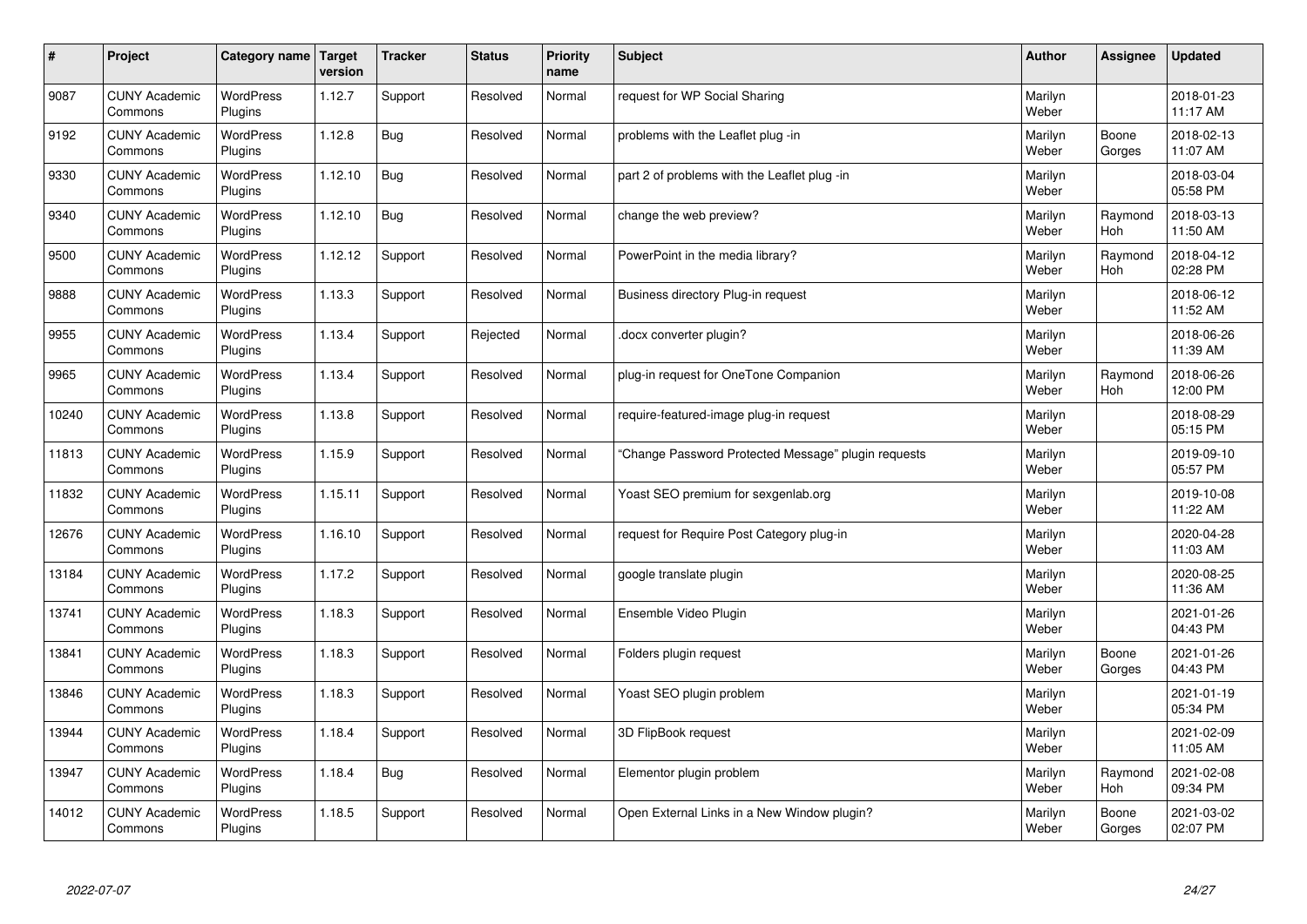| # | Project | Category name | Target version | Tracker | Status | Priority name | Subject | Author | Assignee | Updated |
|---|---|---|---|---|---|---|---|---|---|---|
| 9087 | CUNY Academic Commons | WordPress Plugins | 1.12.7 | Support | Resolved | Normal | request for WP Social Sharing | Marilyn Weber | | 2018-01-23 11:17 AM |
| 9192 | CUNY Academic Commons | WordPress Plugins | 1.12.8 | Bug | Resolved | Normal | problems with the Leaflet plug -in | Marilyn Weber | Boone Gorges | 2018-02-13 11:07 AM |
| 9330 | CUNY Academic Commons | WordPress Plugins | 1.12.10 | Bug | Resolved | Normal | part 2 of problems with the Leaflet plug -in | Marilyn Weber | | 2018-03-04 05:58 PM |
| 9340 | CUNY Academic Commons | WordPress Plugins | 1.12.10 | Bug | Resolved | Normal | change the web preview? | Marilyn Weber | Raymond Hoh | 2018-03-13 11:50 AM |
| 9500 | CUNY Academic Commons | WordPress Plugins | 1.12.12 | Support | Resolved | Normal | PowerPoint in the media library? | Marilyn Weber | Raymond Hoh | 2018-04-12 02:28 PM |
| 9888 | CUNY Academic Commons | WordPress Plugins | 1.13.3 | Support | Resolved | Normal | Business directory Plug-in request | Marilyn Weber | | 2018-06-12 11:52 AM |
| 9955 | CUNY Academic Commons | WordPress Plugins | 1.13.4 | Support | Rejected | Normal | .docx converter plugin? | Marilyn Weber | | 2018-06-26 11:39 AM |
| 9965 | CUNY Academic Commons | WordPress Plugins | 1.13.4 | Support | Resolved | Normal | plug-in request for OneTone Companion | Marilyn Weber | Raymond Hoh | 2018-06-26 12:00 PM |
| 10240 | CUNY Academic Commons | WordPress Plugins | 1.13.8 | Support | Resolved | Normal | require-featured-image plug-in request | Marilyn Weber | | 2018-08-29 05:15 PM |
| 11813 | CUNY Academic Commons | WordPress Plugins | 1.15.9 | Support | Resolved | Normal | "Change Password Protected Message" plugin requests | Marilyn Weber | | 2019-09-10 05:57 PM |
| 11832 | CUNY Academic Commons | WordPress Plugins | 1.15.11 | Support | Resolved | Normal | Yoast SEO premium for sexgenlab.org | Marilyn Weber | | 2019-10-08 11:22 AM |
| 12676 | CUNY Academic Commons | WordPress Plugins | 1.16.10 | Support | Resolved | Normal | request for Require Post Category plug-in | Marilyn Weber | | 2020-04-28 11:03 AM |
| 13184 | CUNY Academic Commons | WordPress Plugins | 1.17.2 | Support | Resolved | Normal | google translate plugin | Marilyn Weber | | 2020-08-25 11:36 AM |
| 13741 | CUNY Academic Commons | WordPress Plugins | 1.18.3 | Support | Resolved | Normal | Ensemble Video Plugin | Marilyn Weber | | 2021-01-26 04:43 PM |
| 13841 | CUNY Academic Commons | WordPress Plugins | 1.18.3 | Support | Resolved | Normal | Folders plugin request | Marilyn Weber | Boone Gorges | 2021-01-26 04:43 PM |
| 13846 | CUNY Academic Commons | WordPress Plugins | 1.18.3 | Support | Resolved | Normal | Yoast SEO plugin problem | Marilyn Weber | | 2021-01-19 05:34 PM |
| 13944 | CUNY Academic Commons | WordPress Plugins | 1.18.4 | Support | Resolved | Normal | 3D FlipBook request | Marilyn Weber | | 2021-02-09 11:05 AM |
| 13947 | CUNY Academic Commons | WordPress Plugins | 1.18.4 | Bug | Resolved | Normal | Elementor plugin problem | Marilyn Weber | Raymond Hoh | 2021-02-08 09:34 PM |
| 14012 | CUNY Academic Commons | WordPress Plugins | 1.18.5 | Support | Resolved | Normal | Open External Links in a New Window plugin? | Marilyn Weber | Boone Gorges | 2021-03-02 02:07 PM |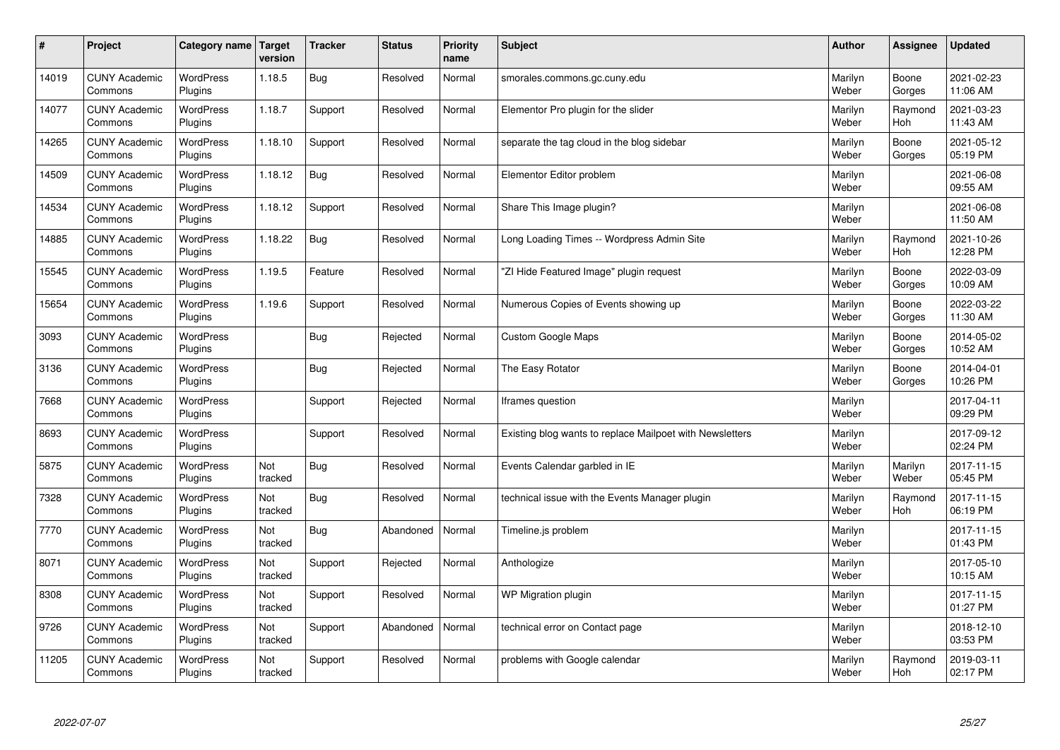| # | Project | Category name | Target version | Tracker | Status | Priority name | Subject | Author | Assignee | Updated |
|---|---|---|---|---|---|---|---|---|---|---|
| 14019 | CUNY Academic Commons | WordPress Plugins | 1.18.5 | Bug | Resolved | Normal | smorales.commons.gc.cuny.edu | Marilyn Weber | Boone Gorges | 2021-02-23 11:06 AM |
| 14077 | CUNY Academic Commons | WordPress Plugins | 1.18.7 | Support | Resolved | Normal | Elementor Pro plugin for the slider | Marilyn Weber | Raymond Hoh | 2021-03-23 11:43 AM |
| 14265 | CUNY Academic Commons | WordPress Plugins | 1.18.10 | Support | Resolved | Normal | separate the tag cloud in the blog sidebar | Marilyn Weber | Boone Gorges | 2021-05-12 05:19 PM |
| 14509 | CUNY Academic Commons | WordPress Plugins | 1.18.12 | Bug | Resolved | Normal | Elementor Editor problem | Marilyn Weber | | 2021-06-08 09:55 AM |
| 14534 | CUNY Academic Commons | WordPress Plugins | 1.18.12 | Support | Resolved | Normal | Share This Image plugin? | Marilyn Weber | | 2021-06-08 11:50 AM |
| 14885 | CUNY Academic Commons | WordPress Plugins | 1.18.22 | Bug | Resolved | Normal | Long Loading Times -- Wordpress Admin Site | Marilyn Weber | Raymond Hoh | 2021-10-26 12:28 PM |
| 15545 | CUNY Academic Commons | WordPress Plugins | 1.19.5 | Feature | Resolved | Normal | "ZI Hide Featured Image" plugin request | Marilyn Weber | Boone Gorges | 2022-03-09 10:09 AM |
| 15654 | CUNY Academic Commons | WordPress Plugins | 1.19.6 | Support | Resolved | Normal | Numerous Copies of Events showing up | Marilyn Weber | Boone Gorges | 2022-03-22 11:30 AM |
| 3093 | CUNY Academic Commons | WordPress Plugins | | Bug | Rejected | Normal | Custom Google Maps | Marilyn Weber | Boone Gorges | 2014-05-02 10:52 AM |
| 3136 | CUNY Academic Commons | WordPress Plugins | | Bug | Rejected | Normal | The Easy Rotator | Marilyn Weber | Boone Gorges | 2014-04-01 10:26 PM |
| 7668 | CUNY Academic Commons | WordPress Plugins | | Support | Rejected | Normal | Iframes question | Marilyn Weber | | 2017-04-11 09:29 PM |
| 8693 | CUNY Academic Commons | WordPress Plugins | | Support | Resolved | Normal | Existing blog wants to replace Mailpoet with Newsletters | Marilyn Weber | | 2017-09-12 02:24 PM |
| 5875 | CUNY Academic Commons | WordPress Plugins | Not tracked | Bug | Resolved | Normal | Events Calendar garbled in IE | Marilyn Weber | Marilyn Weber | 2017-11-15 05:45 PM |
| 7328 | CUNY Academic Commons | WordPress Plugins | Not tracked | Bug | Resolved | Normal | technical issue with the Events Manager plugin | Marilyn Weber | Raymond Hoh | 2017-11-15 06:19 PM |
| 7770 | CUNY Academic Commons | WordPress Plugins | Not tracked | Bug | Abandoned | Normal | Timeline.js problem | Marilyn Weber | | 2017-11-15 01:43 PM |
| 8071 | CUNY Academic Commons | WordPress Plugins | Not tracked | Support | Rejected | Normal | Anthologize | Marilyn Weber | | 2017-05-10 10:15 AM |
| 8308 | CUNY Academic Commons | WordPress Plugins | Not tracked | Support | Resolved | Normal | WP Migration plugin | Marilyn Weber | | 2017-11-15 01:27 PM |
| 9726 | CUNY Academic Commons | WordPress Plugins | Not tracked | Support | Abandoned | Normal | technical error on Contact page | Marilyn Weber | | 2018-12-10 03:53 PM |
| 11205 | CUNY Academic Commons | WordPress Plugins | Not tracked | Support | Resolved | Normal | problems with Google calendar | Marilyn Weber | Raymond Hoh | 2019-03-11 02:17 PM |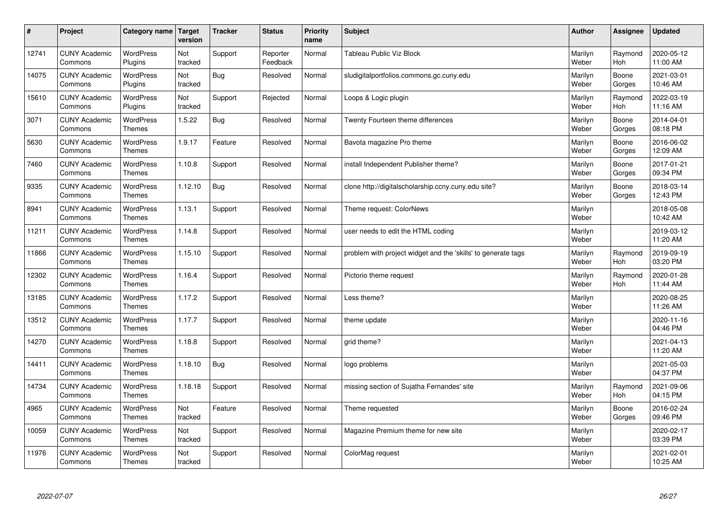| # | Project | Category name | Target version | Tracker | Status | Priority name | Subject | Author | Assignee | Updated |
|---|---|---|---|---|---|---|---|---|---|---|
| 12741 | CUNY Academic Commons | WordPress Plugins | Not tracked | Support | Reporter Feedback | Normal | Tableau Public Viz Block | Marilyn Weber | Raymond Hoh | 2020-05-12 11:00 AM |
| 14075 | CUNY Academic Commons | WordPress Plugins | Not tracked | Bug | Resolved | Normal | sludigitalportfolios.commons.gc.cuny.edu | Marilyn Weber | Boone Gorges | 2021-03-01 10:46 AM |
| 15610 | CUNY Academic Commons | WordPress Plugins | Not tracked | Support | Rejected | Normal | Loops & Logic plugin | Marilyn Weber | Raymond Hoh | 2022-03-19 11:16 AM |
| 3071 | CUNY Academic Commons | WordPress Themes | 1.5.22 | Bug | Resolved | Normal | Twenty Fourteen theme differences | Marilyn Weber | Boone Gorges | 2014-04-01 08:18 PM |
| 5630 | CUNY Academic Commons | WordPress Themes | 1.9.17 | Feature | Resolved | Normal | Bavota magazine Pro theme | Marilyn Weber | Boone Gorges | 2016-06-02 12:09 AM |
| 7460 | CUNY Academic Commons | WordPress Themes | 1.10.8 | Support | Resolved | Normal | install Independent Publisher theme? | Marilyn Weber | Boone Gorges | 2017-01-21 09:34 PM |
| 9335 | CUNY Academic Commons | WordPress Themes | 1.12.10 | Bug | Resolved | Normal | clone http://digitalscholarship.ccny.cuny.edu site? | Marilyn Weber | Boone Gorges | 2018-03-14 12:43 PM |
| 8941 | CUNY Academic Commons | WordPress Themes | 1.13.1 | Support | Resolved | Normal | Theme request: ColorNews | Marilyn Weber | | 2018-05-08 10:42 AM |
| 11211 | CUNY Academic Commons | WordPress Themes | 1.14.8 | Support | Resolved | Normal | user needs to edit the HTML coding | Marilyn Weber | | 2019-03-12 11:20 AM |
| 11866 | CUNY Academic Commons | WordPress Themes | 1.15.10 | Support | Resolved | Normal | problem with project widget and the 'skills' to generate tags | Marilyn Weber | Raymond Hoh | 2019-09-19 03:20 PM |
| 12302 | CUNY Academic Commons | WordPress Themes | 1.16.4 | Support | Resolved | Normal | Pictorio theme request | Marilyn Weber | Raymond Hoh | 2020-01-28 11:44 AM |
| 13185 | CUNY Academic Commons | WordPress Themes | 1.17.2 | Support | Resolved | Normal | Less theme? | Marilyn Weber | | 2020-08-25 11:26 AM |
| 13512 | CUNY Academic Commons | WordPress Themes | 1.17.7 | Support | Resolved | Normal | theme update | Marilyn Weber | | 2020-11-16 04:46 PM |
| 14270 | CUNY Academic Commons | WordPress Themes | 1.18.8 | Support | Resolved | Normal | grid theme? | Marilyn Weber | | 2021-04-13 11:20 AM |
| 14411 | CUNY Academic Commons | WordPress Themes | 1.18.10 | Bug | Resolved | Normal | logo problems | Marilyn Weber | | 2021-05-03 04:37 PM |
| 14734 | CUNY Academic Commons | WordPress Themes | 1.18.18 | Support | Resolved | Normal | missing section of Sujatha Fernandes' site | Marilyn Weber | Raymond Hoh | 2021-09-06 04:15 PM |
| 4965 | CUNY Academic Commons | WordPress Themes | Not tracked | Feature | Resolved | Normal | Theme requested | Marilyn Weber | Boone Gorges | 2016-02-24 09:46 PM |
| 10059 | CUNY Academic Commons | WordPress Themes | Not tracked | Support | Resolved | Normal | Magazine Premium theme for new site | Marilyn Weber | | 2020-02-17 03:39 PM |
| 11976 | CUNY Academic Commons | WordPress Themes | Not tracked | Support | Resolved | Normal | ColorMag request | Marilyn Weber | | 2021-02-01 10:25 AM |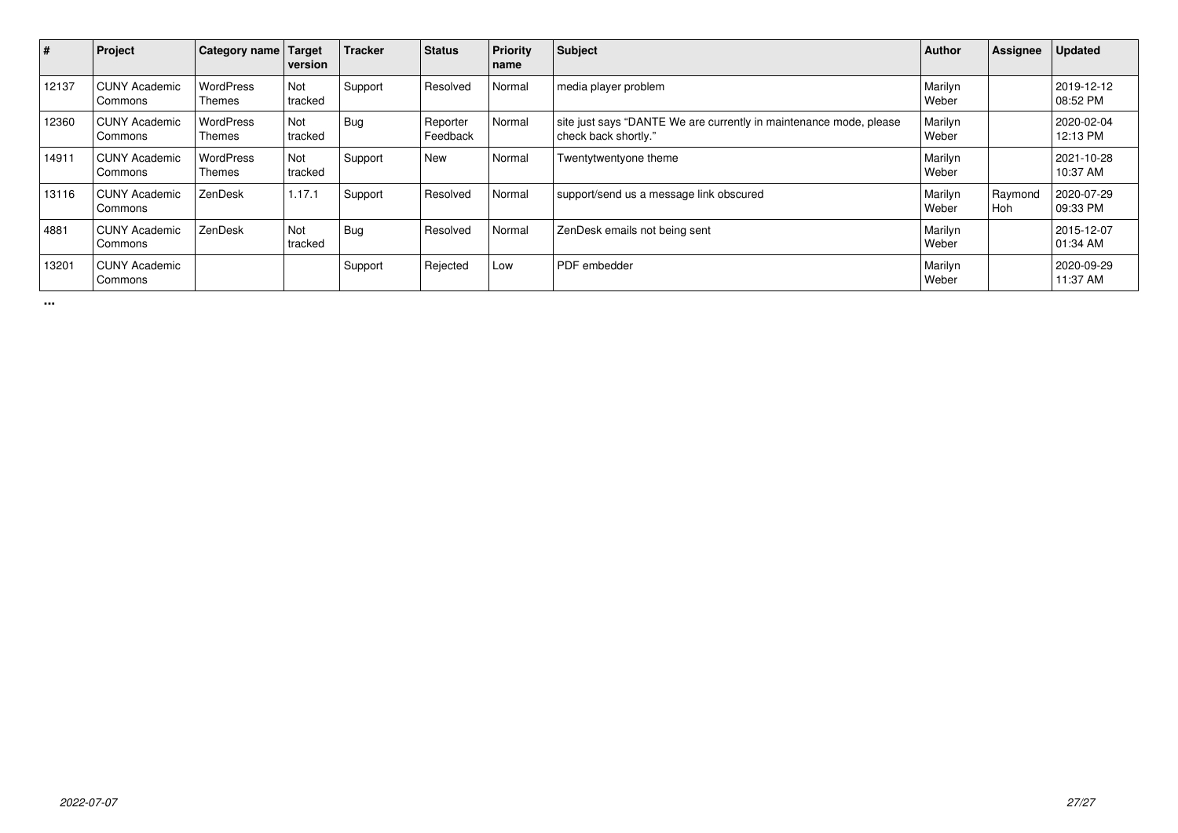| # | Project | Category name | Target version | Tracker | Status | Priority name | Subject | Author | Assignee | Updated |
|---|---|---|---|---|---|---|---|---|---|---|
| 12137 | CUNY Academic Commons | WordPress Themes | Not tracked | Support | Resolved | Normal | media player problem | Marilyn Weber | | 2019-12-12 08:52 PM |
| 12360 | CUNY Academic Commons | WordPress Themes | Not tracked | Bug | Reporter Feedback | Normal | site just says “DANTE We are currently in maintenance mode, please check back shortly.” | Marilyn Weber | | 2020-02-04 12:13 PM |
| 14911 | CUNY Academic Commons | WordPress Themes | Not tracked | Support | New | Normal | Twentytwentyone theme | Marilyn Weber | | 2021-10-28 10:37 AM |
| 13116 | CUNY Academic Commons | ZenDesk | 1.17.1 | Support | Resolved | Normal | support/send us a message link obscured | Marilyn Weber | Raymond Hoh | 2020-07-29 09:33 PM |
| 4881 | CUNY Academic Commons | ZenDesk | Not tracked | Bug | Resolved | Normal | ZenDesk emails not being sent | Marilyn Weber | | 2015-12-07 01:34 AM |
| 13201 | CUNY Academic Commons | | | Support | Rejected | Low | PDF embedder | Marilyn Weber | | 2020-09-29 11:37 AM |

...